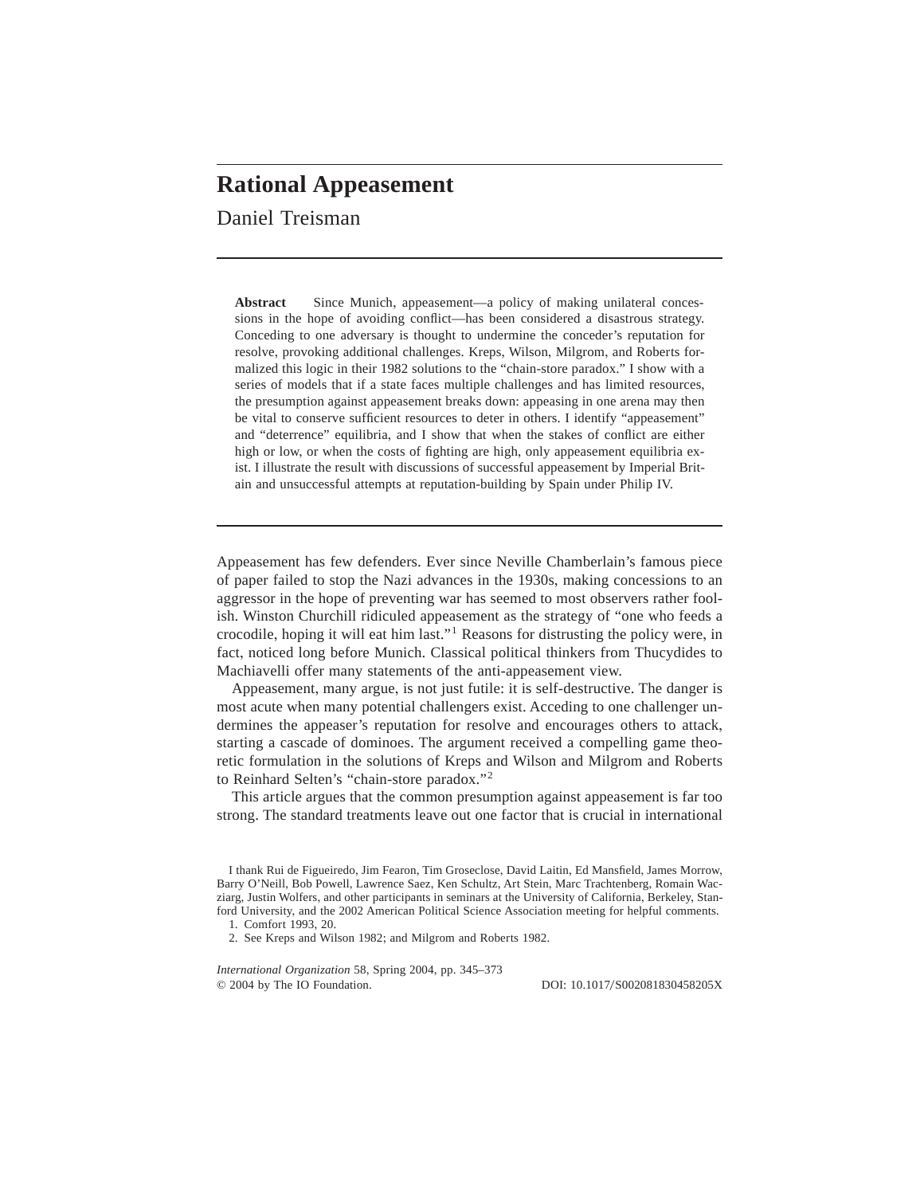# Rational Appeasement

Daniel Treisman

**Abstract** Since Munich, appeasement—a policy of making unilateral concessions in the hope of avoiding conflict—has been considered a disastrous strategy. Conceding to one adversary is thought to undermine the conceder's reputation for resolve, provoking additional challenges. Kreps, Wilson, Milgrom, and Roberts formalized this logic in their 1982 solutions to the "chain-store paradox." I show with a series of models that if a state faces multiple challenges and has limited resources, the presumption against appeasement breaks down: appeasing in one arena may then be vital to conserve sufficient resources to deter in others. I identify "appeasement" and "deterrence" equilibria, and I show that when the stakes of conflict are either high or low, or when the costs of fighting are high, only appeasement equilibria exist. I illustrate the result with discussions of successful appeasement by Imperial Britain and unsuccessful attempts at reputation-building by Spain under Philip IV.

Appeasement has few defenders. Ever since Neville Chamberlain's famous piece of paper failed to stop the Nazi advances in the 1930s, making concessions to an aggressor in the hope of preventing war has seemed to most observers rather foolish. Winston Churchill ridiculed appeasement as the strategy of "one who feeds a crocodile, hoping it will eat him last."[1] Reasons for distrusting the policy were, in fact, noticed long before Munich. Classical political thinkers from Thucydides to Machiavelli offer many statements of the anti-appeasement view.

Appeasement, many argue, is not just futile: it is self-destructive. The danger is most acute when many potential challengers exist. Acceding to one challenger undermines the appeaser's reputation for resolve and encourages others to attack, starting a cascade of dominoes. The argument received a compelling game theoretic formulation in the solutions of Kreps and Wilson and Milgrom and Roberts to Reinhard Selten's "chain-store paradox."[2]

This article argues that the common presumption against appeasement is far too strong. The standard treatments leave out one factor that is crucial in international

I thank Rui de Figueiredo, Jim Fearon, Tim Groseclose, David Laitin, Ed Mansfield, James Morrow, Barry O'Neill, Bob Powell, Lawrence Saez, Ken Schultz, Art Stein, Marc Trachtenberg, Romain Wacziarg, Justin Wolfers, and other participants in seminars at the University of California, Berkeley, Stanford University, and the 2002 American Political Science Association meeting for helpful comments.

1. Comfort 1993, 20.

2. See Kreps and Wilson 1982; and Milgrom and Roberts 1982.

*International Organization* 58, Spring 2004, pp. 345–373
© 2004 by The IO Foundation. DOI: 10.1017/S002081830458205X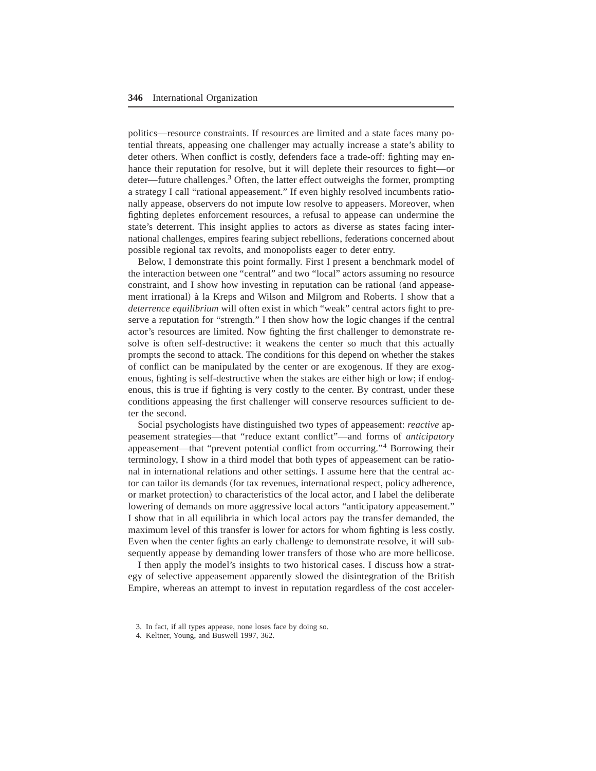politics—resource constraints. If resources are limited and a state faces many potential threats, appeasing one challenger may actually increase a state's ability to deter others. When conflict is costly, defenders face a trade-off: fighting may enhance their reputation for resolve, but it will deplete their resources to fight—or deter—future challenges.[3] Often, the latter effect outweighs the former, prompting a strategy I call "rational appeasement." If even highly resolved incumbents rationally appease, observers do not impute low resolve to appeasers. Moreover, when fighting depletes enforcement resources, a refusal to appease can undermine the state's deterrent. This insight applies to actors as diverse as states facing international challenges, empires fearing subject rebellions, federations concerned about possible regional tax revolts, and monopolists eager to deter entry.

Below, I demonstrate this point formally. First I present a benchmark model of the interaction between one "central" and two "local" actors assuming no resource constraint, and I show how investing in reputation can be rational (and appeasement irrational) à la Kreps and Wilson and Milgrom and Roberts. I show that a *deterrence equilibrium* will often exist in which "weak" central actors fight to preserve a reputation for "strength." I then show how the logic changes if the central actor's resources are limited. Now fighting the first challenger to demonstrate resolve is often self-destructive: it weakens the center so much that this actually prompts the second to attack. The conditions for this depend on whether the stakes of conflict can be manipulated by the center or are exogenous. If they are exogenous, fighting is self-destructive when the stakes are either high or low; if endogenous, this is true if fighting is very costly to the center. By contrast, under these conditions appeasing the first challenger will conserve resources sufficient to deter the second.

Social psychologists have distinguished two types of appeasement: *reactive* appeasement strategies—that "reduce extant conflict"—and forms of *anticipatory* appeasement—that "prevent potential conflict from occurring."[4] Borrowing their terminology, I show in a third model that both types of appeasement can be rational in international relations and other settings. I assume here that the central actor can tailor its demands (for tax revenues, international respect, policy adherence, or market protection) to characteristics of the local actor, and I label the deliberate lowering of demands on more aggressive local actors "anticipatory appeasement." I show that in all equilibria in which local actors pay the transfer demanded, the maximum level of this transfer is lower for actors for whom fighting is less costly. Even when the center fights an early challenge to demonstrate resolve, it will subsequently appease by demanding lower transfers of those who are more bellicose.

I then apply the model's insights to two historical cases. I discuss how a strategy of selective appeasement apparently slowed the disintegration of the British Empire, whereas an attempt to invest in reputation regardless of the cost acceler-

3. In fact, if all types appease, none loses face by doing so.

4. Keltner, Young, and Buswell 1997, 362.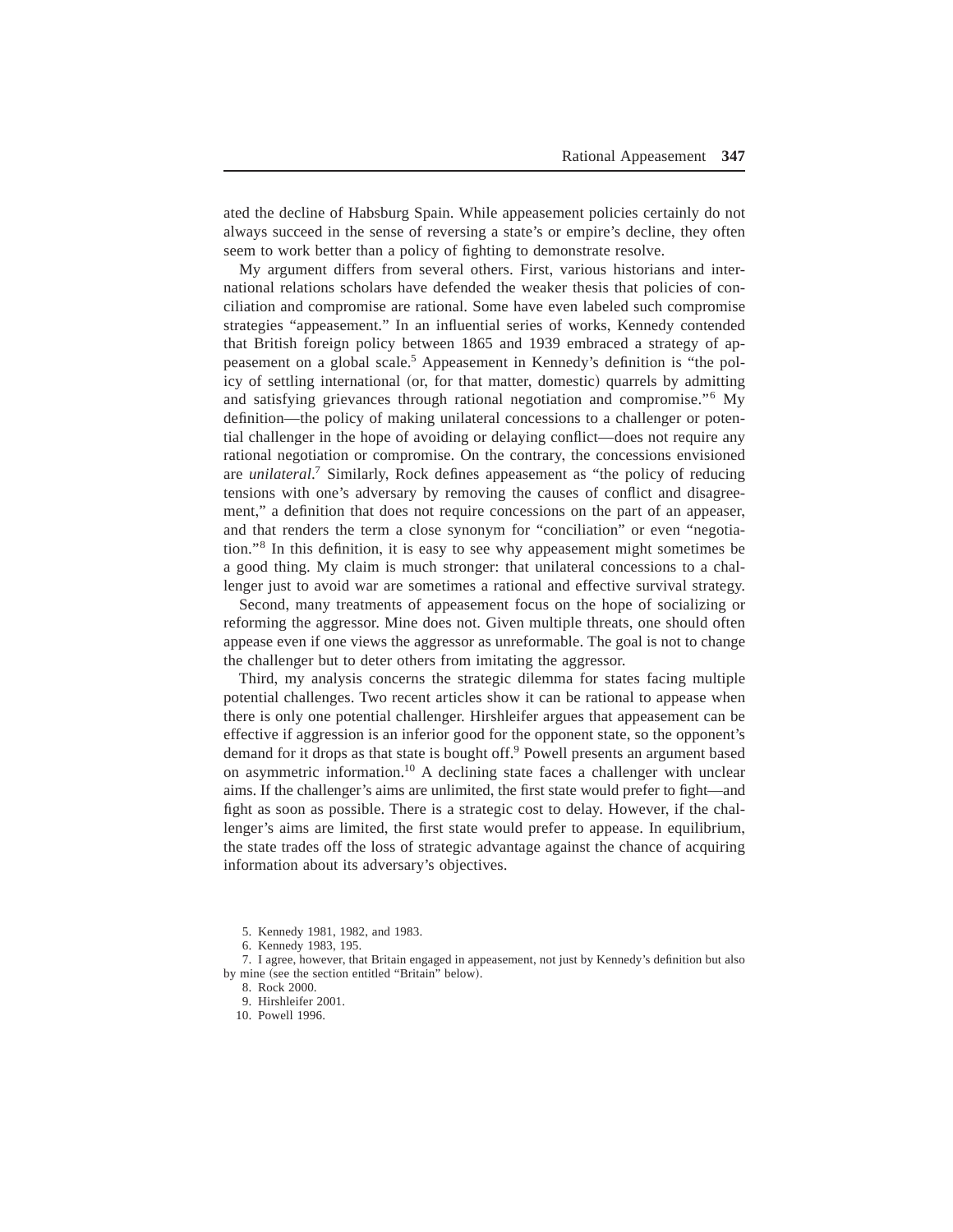ated the decline of Habsburg Spain. While appeasement policies certainly do not always succeed in the sense of reversing a state's or empire's decline, they often seem to work better than a policy of fighting to demonstrate resolve.

My argument differs from several others. First, various historians and international relations scholars have defended the weaker thesis that policies of conciliation and compromise are rational. Some have even labeled such compromise strategies "appeasement." In an influential series of works, Kennedy contended that British foreign policy between 1865 and 1939 embraced a strategy of appeasement on a global scale.[5] Appeasement in Kennedy's definition is "the policy of settling international (or, for that matter, domestic) quarrels by admitting and satisfying grievances through rational negotiation and compromise."[6] My definition—the policy of making unilateral concessions to a challenger or potential challenger in the hope of avoiding or delaying conflict—does not require any rational negotiation or compromise. On the contrary, the concessions envisioned are *unilateral*.[7] Similarly, Rock defines appeasement as "the policy of reducing tensions with one's adversary by removing the causes of conflict and disagreement," a definition that does not require concessions on the part of an appeaser, and that renders the term a close synonym for "conciliation" or even "negotiation."[8] In this definition, it is easy to see why appeasement might sometimes be a good thing. My claim is much stronger: that unilateral concessions to a challenger just to avoid war are sometimes a rational and effective survival strategy.

Second, many treatments of appeasement focus on the hope of socializing or reforming the aggressor. Mine does not. Given multiple threats, one should often appease even if one views the aggressor as unreformable. The goal is not to change the challenger but to deter others from imitating the aggressor.

Third, my analysis concerns the strategic dilemma for states facing multiple potential challenges. Two recent articles show it can be rational to appease when there is only one potential challenger. Hirshleifer argues that appeasement can be effective if aggression is an inferior good for the opponent state, so the opponent's demand for it drops as that state is bought off.[9] Powell presents an argument based on asymmetric information.[10] A declining state faces a challenger with unclear aims. If the challenger's aims are unlimited, the first state would prefer to fight—and fight as soon as possible. There is a strategic cost to delay. However, if the challenger's aims are limited, the first state would prefer to appease. In equilibrium, the state trades off the loss of strategic advantage against the chance of acquiring information about its adversary's objectives.

5. Kennedy 1981, 1982, and 1983.

6. Kennedy 1983, 195.

7. I agree, however, that Britain engaged in appeasement, not just by Kennedy's definition but also by mine (see the section entitled "Britain" below).

8. Rock 2000.

9. Hirshleifer 2001.

10. Powell 1996.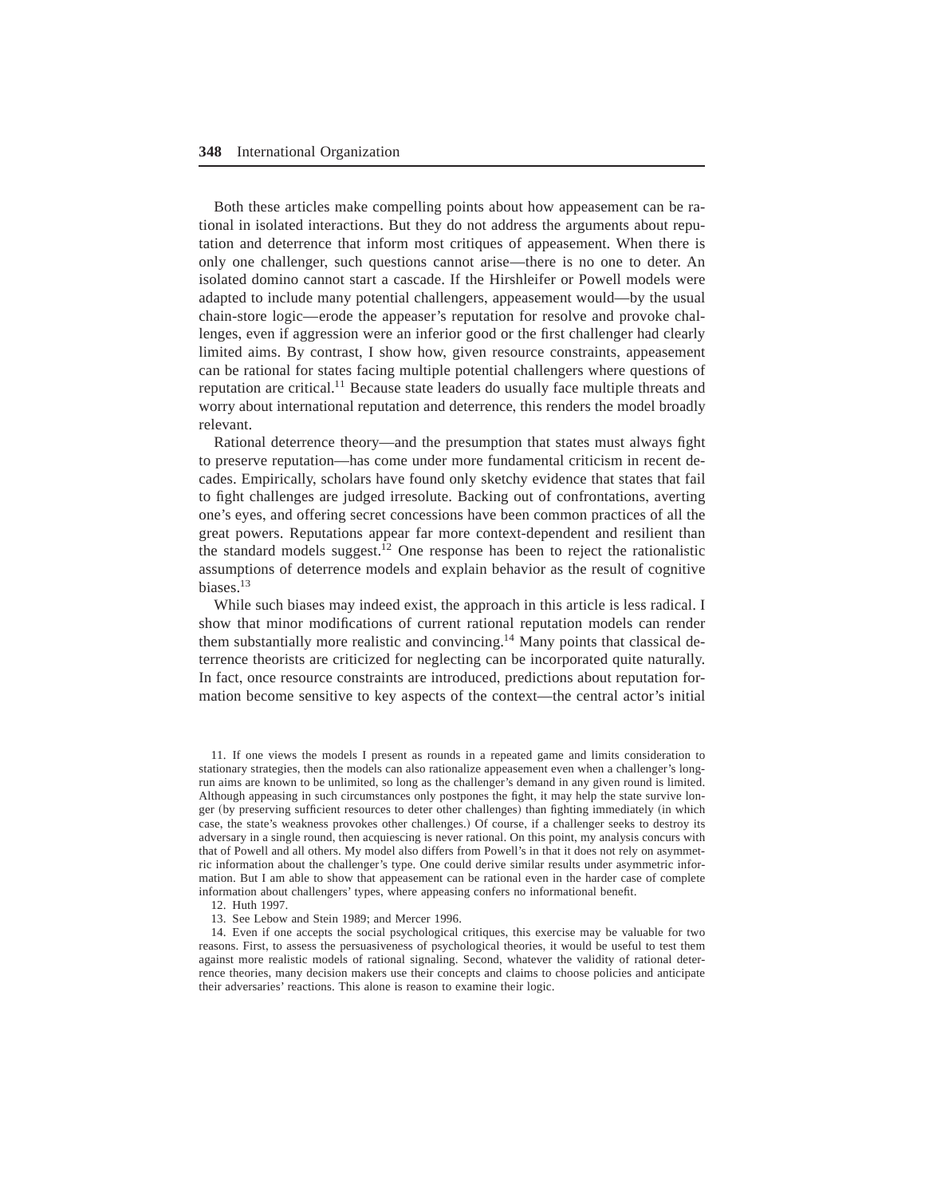Both these articles make compelling points about how appeasement can be rational in isolated interactions. But they do not address the arguments about reputation and deterrence that inform most critiques of appeasement. When there is only one challenger, such questions cannot arise—there is no one to deter. An isolated domino cannot start a cascade. If the Hirshleifer or Powell models were adapted to include many potential challengers, appeasement would—by the usual chain-store logic—erode the appeaser's reputation for resolve and provoke challenges, even if aggression were an inferior good or the first challenger had clearly limited aims. By contrast, I show how, given resource constraints, appeasement can be rational for states facing multiple potential challengers where questions of reputation are critical.[11] Because state leaders do usually face multiple threats and worry about international reputation and deterrence, this renders the model broadly relevant.

Rational deterrence theory—and the presumption that states must always fight to preserve reputation—has come under more fundamental criticism in recent decades. Empirically, scholars have found only sketchy evidence that states that fail to fight challenges are judged irresolute. Backing out of confrontations, averting one's eyes, and offering secret concessions have been common practices of all the great powers. Reputations appear far more context-dependent and resilient than the standard models suggest.[12] One response has been to reject the rationalistic assumptions of deterrence models and explain behavior as the result of cognitive biases.[13]

While such biases may indeed exist, the approach in this article is less radical. I show that minor modifications of current rational reputation models can render them substantially more realistic and convincing.[14] Many points that classical deterrence theorists are criticized for neglecting can be incorporated quite naturally. In fact, once resource constraints are introduced, predictions about reputation formation become sensitive to key aspects of the context—the central actor's initial

11. If one views the models I present as rounds in a repeated game and limits consideration to stationary strategies, then the models can also rationalize appeasement even when a challenger's long-run aims are known to be unlimited, so long as the challenger's demand in any given round is limited. Although appeasing in such circumstances only postpones the fight, it may help the state survive longer (by preserving sufficient resources to deter other challenges) than fighting immediately (in which case, the state's weakness provokes other challenges.) Of course, if a challenger seeks to destroy its adversary in a single round, then acquiescing is never rational. On this point, my analysis concurs with that of Powell and all others. My model also differs from Powell's in that it does not rely on asymmetric information about the challenger's type. One could derive similar results under asymmetric information. But I am able to show that appeasement can be rational even in the harder case of complete information about challengers' types, where appeasing confers no informational benefit.

12. Huth 1997.

13. See Lebow and Stein 1989; and Mercer 1996.

14. Even if one accepts the social psychological critiques, this exercise may be valuable for two reasons. First, to assess the persuasiveness of psychological theories, it would be useful to test them against more realistic models of rational signaling. Second, whatever the validity of rational deterrence theories, many decision makers use their concepts and claims to choose policies and anticipate their adversaries' reactions. This alone is reason to examine their logic.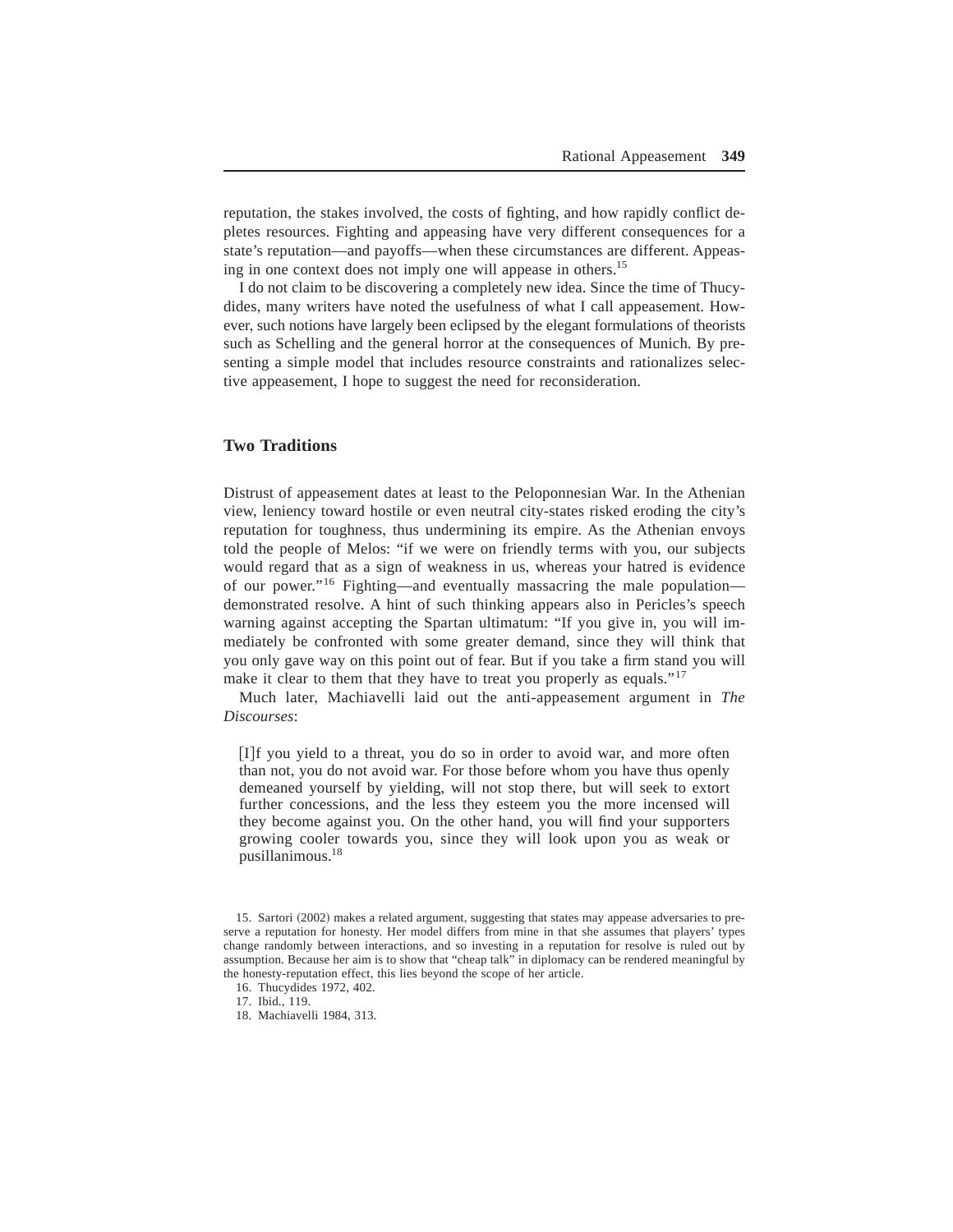reputation, the stakes involved, the costs of fighting, and how rapidly conflict depletes resources. Fighting and appeasing have very different consequences for a state's reputation—and payoffs—when these circumstances are different. Appeasing in one context does not imply one will appease in others.[15]

I do not claim to be discovering a completely new idea. Since the time of Thucydides, many writers have noted the usefulness of what I call appeasement. However, such notions have largely been eclipsed by the elegant formulations of theorists such as Schelling and the general horror at the consequences of Munich. By presenting a simple model that includes resource constraints and rationalizes selective appeasement, I hope to suggest the need for reconsideration.

## Two Traditions

Distrust of appeasement dates at least to the Peloponnesian War. In the Athenian view, leniency toward hostile or even neutral city-states risked eroding the city's reputation for toughness, thus undermining its empire. As the Athenian envoys told the people of Melos: "if we were on friendly terms with you, our subjects would regard that as a sign of weakness in us, whereas your hatred is evidence of our power."[16] Fighting—and eventually massacring the male population—demonstrated resolve. A hint of such thinking appears also in Pericles's speech warning against accepting the Spartan ultimatum: "If you give in, you will immediately be confronted with some greater demand, since they will think that you only gave way on this point out of fear. But if you take a firm stand you will make it clear to them that they have to treat you properly as equals."[17]

Much later, Machiavelli laid out the anti-appeasement argument in *The Discourses*:

> [I]f you yield to a threat, you do so in order to avoid war, and more often than not, you do not avoid war. For those before whom you have thus openly demeaned yourself by yielding, will not stop there, but will seek to extort further concessions, and the less they esteem you the more incensed will they become against you. On the other hand, you will find your supporters growing cooler towards you, since they will look upon you as weak or pusillanimous.[18]

15. Sartori (2002) makes a related argument, suggesting that states may appease adversaries to preserve a reputation for honesty. Her model differs from mine in that she assumes that players' types change randomly between interactions, and so investing in a reputation for resolve is ruled out by assumption. Because her aim is to show that "cheap talk" in diplomacy can be rendered meaningful by the honesty-reputation effect, this lies beyond the scope of her article.

16. Thucydides 1972, 402.

17. Ibid., 119.

18. Machiavelli 1984, 313.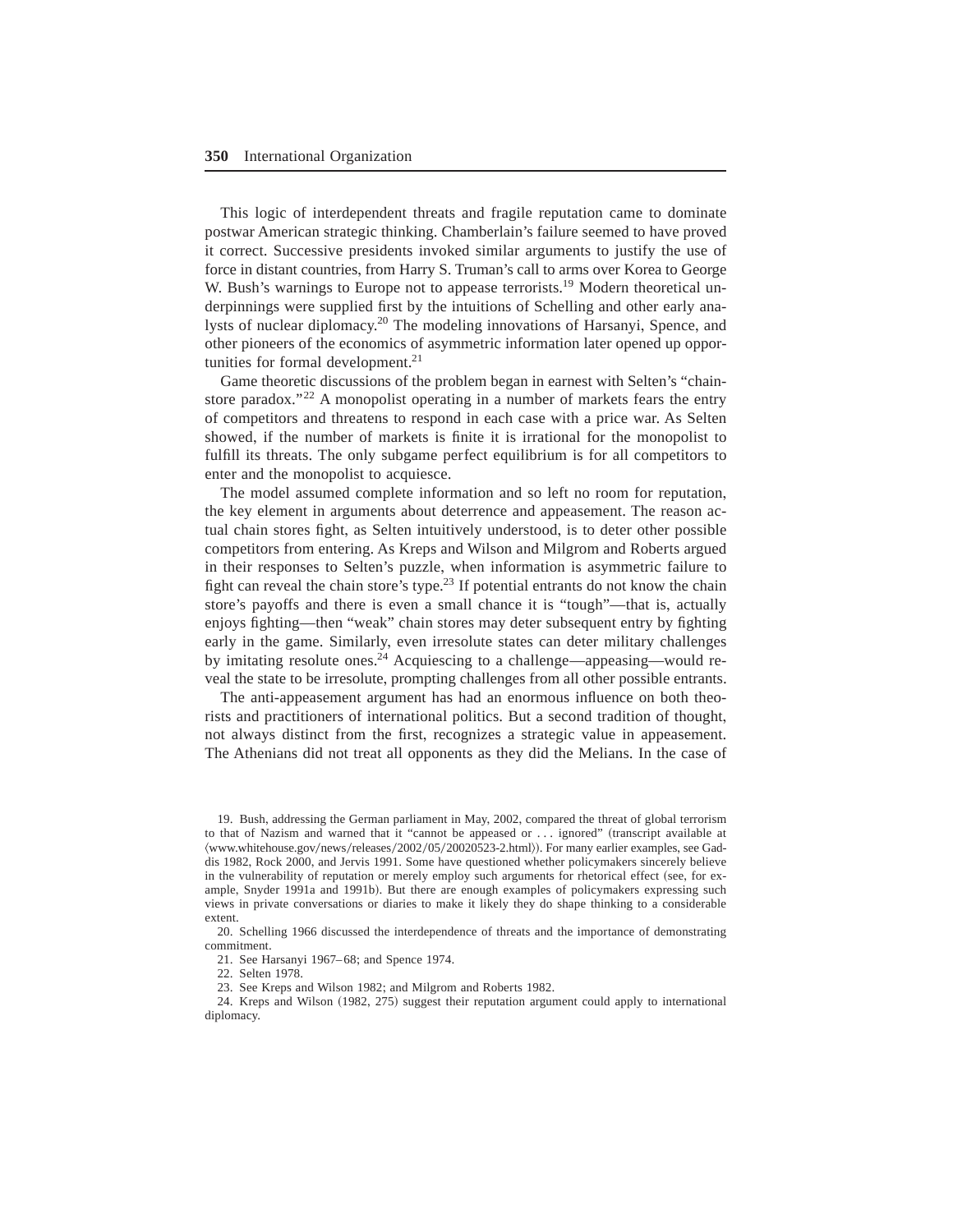This logic of interdependent threats and fragile reputation came to dominate postwar American strategic thinking. Chamberlain's failure seemed to have proved it correct. Successive presidents invoked similar arguments to justify the use of force in distant countries, from Harry S. Truman's call to arms over Korea to George W. Bush's warnings to Europe not to appease terrorists.[19] Modern theoretical underpinnings were supplied first by the intuitions of Schelling and other early analysts of nuclear diplomacy.[20] The modeling innovations of Harsanyi, Spence, and other pioneers of the economics of asymmetric information later opened up opportunities for formal development.[21]

Game theoretic discussions of the problem began in earnest with Selten's "chain-store paradox."[22] A monopolist operating in a number of markets fears the entry of competitors and threatens to respond in each case with a price war. As Selten showed, if the number of markets is finite it is irrational for the monopolist to fulfill its threats. The only subgame perfect equilibrium is for all competitors to enter and the monopolist to acquiesce.

The model assumed complete information and so left no room for reputation, the key element in arguments about deterrence and appeasement. The reason actual chain stores fight, as Selten intuitively understood, is to deter other possible competitors from entering. As Kreps and Wilson and Milgrom and Roberts argued in their responses to Selten's puzzle, when information is asymmetric failure to fight can reveal the chain store's type.[23] If potential entrants do not know the chain store's payoffs and there is even a small chance it is "tough"—that is, actually enjoys fighting—then "weak" chain stores may deter subsequent entry by fighting early in the game. Similarly, even irresolute states can deter military challenges by imitating resolute ones.[24] Acquiescing to a challenge—appeasing—would reveal the state to be irresolute, prompting challenges from all other possible entrants.

The anti-appeasement argument has had an enormous influence on both theorists and practitioners of international politics. But a second tradition of thought, not always distinct from the first, recognizes a strategic value in appeasement. The Athenians did not treat all opponents as they did the Melians. In the case of

19. Bush, addressing the German parliament in May, 2002, compared the threat of global terrorism to that of Nazism and warned that it "cannot be appeased or . . . ignored" (transcript available at ⟨www.whitehouse.gov/news/releases/2002/05/20020523-2.html⟩). For many earlier examples, see Gaddis 1982, Rock 2000, and Jervis 1991. Some have questioned whether policymakers sincerely believe in the vulnerability of reputation or merely employ such arguments for rhetorical effect (see, for example, Snyder 1991a and 1991b). But there are enough examples of policymakers expressing such views in private conversations or diaries to make it likely they do shape thinking to a considerable extent.

20. Schelling 1966 discussed the interdependence of threats and the importance of demonstrating commitment.

21. See Harsanyi 1967–68; and Spence 1974.

22. Selten 1978.

23. See Kreps and Wilson 1982; and Milgrom and Roberts 1982.

24. Kreps and Wilson (1982, 275) suggest their reputation argument could apply to international diplomacy.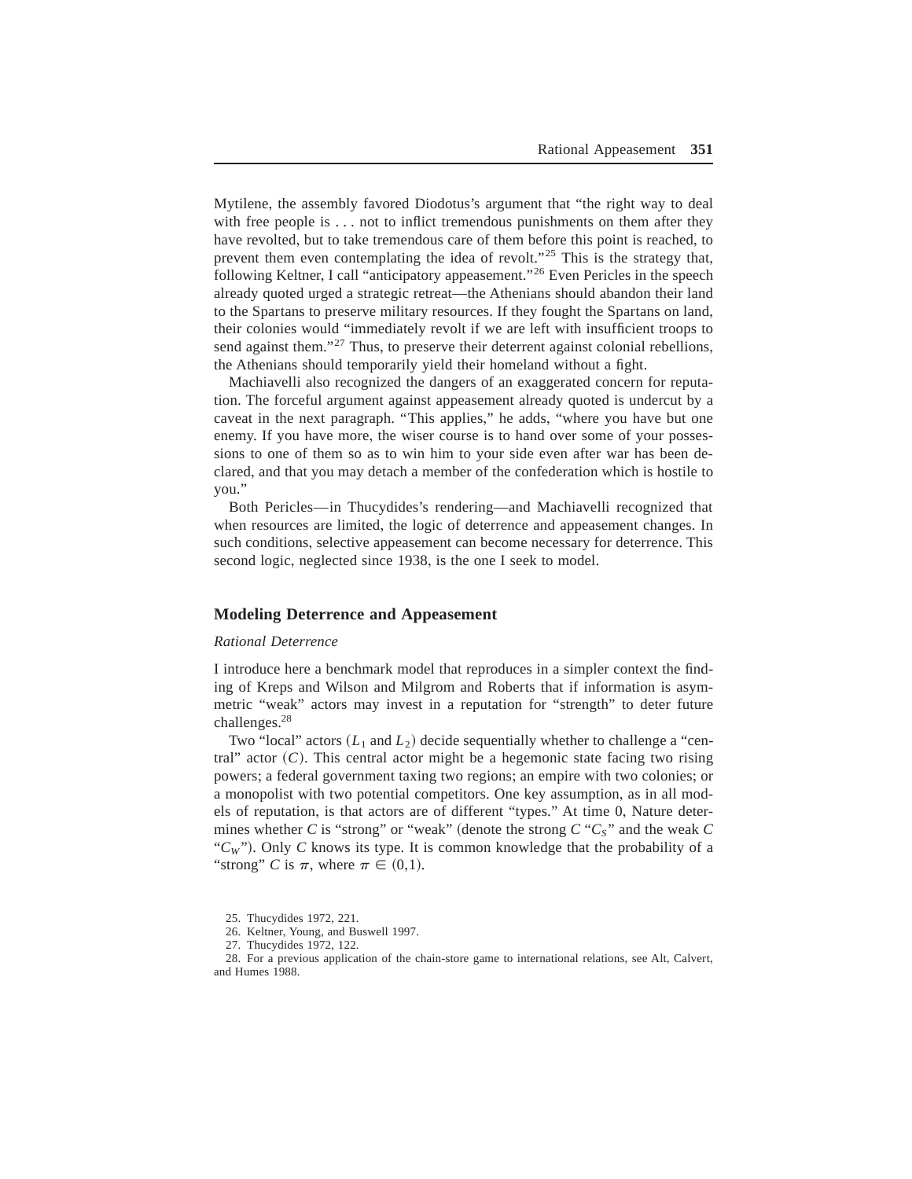Mytilene, the assembly favored Diodotus's argument that "the right way to deal with free people is . . . not to inflict tremendous punishments on them after they have revolted, but to take tremendous care of them before this point is reached, to prevent them even contemplating the idea of revolt."[25] This is the strategy that, following Keltner, I call "anticipatory appeasement."[26] Even Pericles in the speech already quoted urged a strategic retreat—the Athenians should abandon their land to the Spartans to preserve military resources. If they fought the Spartans on land, their colonies would "immediately revolt if we are left with insufficient troops to send against them."[27] Thus, to preserve their deterrent against colonial rebellions, the Athenians should temporarily yield their homeland without a fight.

Machiavelli also recognized the dangers of an exaggerated concern for reputation. The forceful argument against appeasement already quoted is undercut by a caveat in the next paragraph. "This applies," he adds, "where you have but one enemy. If you have more, the wiser course is to hand over some of your possessions to one of them so as to win him to your side even after war has been declared, and that you may detach a member of the confederation which is hostile to you."

Both Pericles—in Thucydides's rendering—and Machiavelli recognized that when resources are limited, the logic of deterrence and appeasement changes. In such conditions, selective appeasement can become necessary for deterrence. This second logic, neglected since 1938, is the one I seek to model.

## Modeling Deterrence and Appeasement

### *Rational Deterrence*

I introduce here a benchmark model that reproduces in a simpler context the finding of Kreps and Wilson and Milgrom and Roberts that if information is asymmetric "weak" actors may invest in a reputation for "strength" to deter future challenges.[28]

Two "local" actors ($L_1$ and $L_2$) decide sequentially whether to challenge a "central" actor ($C$). This central actor might be a hegemonic state facing two rising powers; a federal government taxing two regions; an empire with two colonies; or a monopolist with two potential competitors. One key assumption, as in all models of reputation, is that actors are of different "types." At time 0, Nature determines whether $C$ is "strong" or "weak" (denote the strong $C$ "$C_S$" and the weak $C$ "$C_W$"). Only $C$ knows its type. It is common knowledge that the probability of a "strong" $C$ is $\pi$, where $\pi \in (0,1)$.

25. Thucydides 1972, 221.

26. Keltner, Young, and Buswell 1997.

27. Thucydides 1972, 122.

28. For a previous application of the chain-store game to international relations, see Alt, Calvert, and Humes 1988.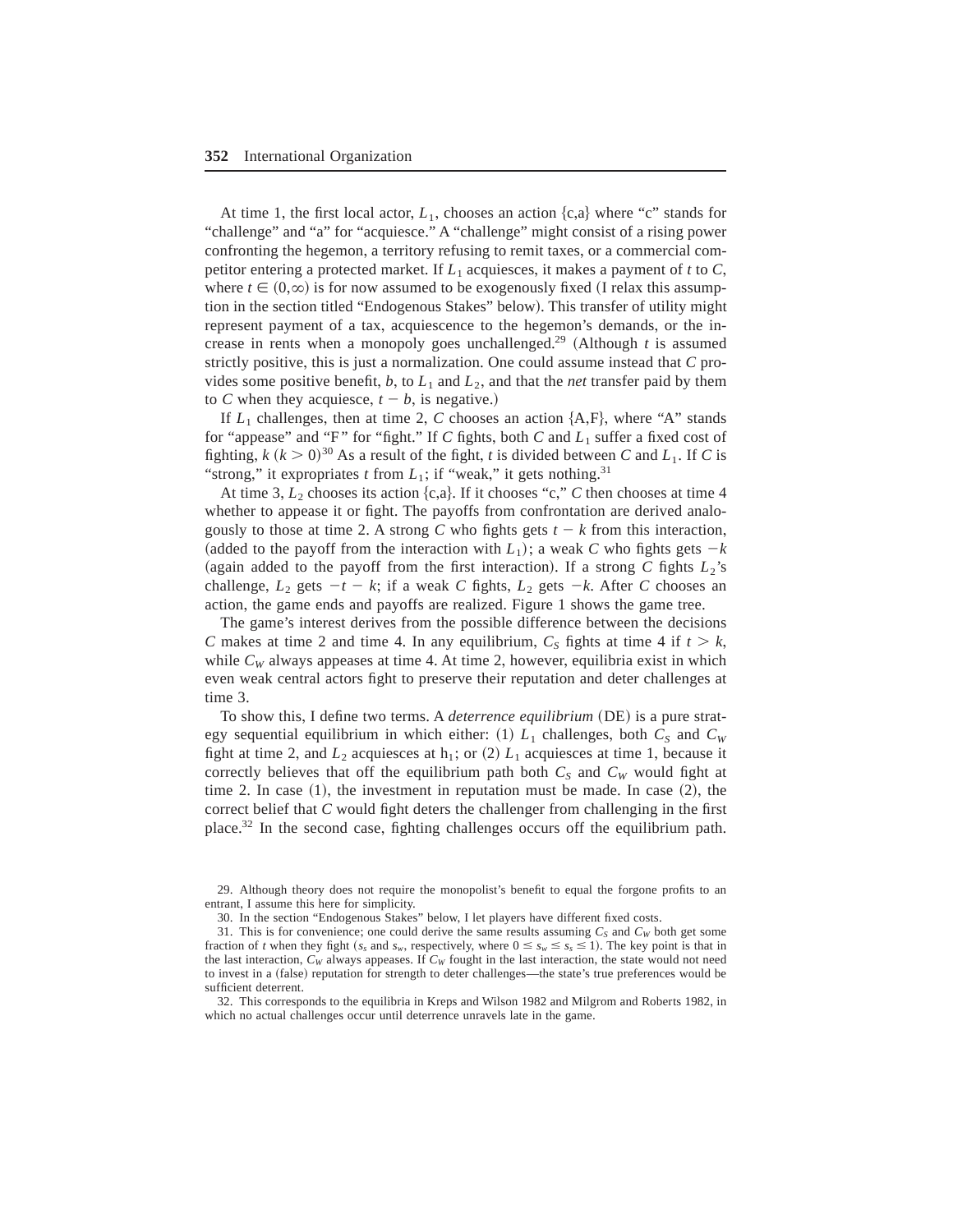At time 1, the first local actor, $L_1$, chooses an action {c,a} where "c" stands for "challenge" and "a" for "acquiesce." A "challenge" might consist of a rising power confronting the hegemon, a territory refusing to remit taxes, or a commercial competitor entering a protected market. If $L_1$ acquiesces, it makes a payment of $t$ to $C$, where $t \in (0,\infty)$ is for now assumed to be exogenously fixed (I relax this assumption in the section titled "Endogenous Stakes" below). This transfer of utility might represent payment of a tax, acquiescence to the hegemon's demands, or the increase in rents when a monopoly goes unchallenged.[29] (Although $t$ is assumed strictly positive, this is just a normalization. One could assume instead that $C$ provides some positive benefit, $b$, to $L_1$ and $L_2$, and that the *net* transfer paid by them to $C$ when they acquiesce, $t - b$, is negative.)

If $L_1$ challenges, then at time 2, $C$ chooses an action {A,F}, where "A" stands for "appease" and "F" for "fight." If $C$ fights, both $C$ and $L_1$ suffer a fixed cost of fighting, $k$ ($k > 0$)[30] As a result of the fight, $t$ is divided between $C$ and $L_1$. If $C$ is "strong," it expropriates $t$ from $L_1$; if "weak," it gets nothing.[31]

At time 3, $L_2$ chooses its action {c,a}. If it chooses "c," $C$ then chooses at time 4 whether to appease it or fight. The payoffs from confrontation are derived analogously to those at time 2. A strong $C$ who fights gets $t - k$ from this interaction, (added to the payoff from the interaction with $L_1$); a weak $C$ who fights gets $-k$ (again added to the payoff from the first interaction). If a strong $C$ fights $L_2$'s challenge, $L_2$ gets $-t - k$; if a weak $C$ fights, $L_2$ gets $-k$. After $C$ chooses an action, the game ends and payoffs are realized. Figure 1 shows the game tree.

The game's interest derives from the possible difference between the decisions $C$ makes at time 2 and time 4. In any equilibrium, $C_S$ fights at time 4 if $t > k$, while $C_W$ always appeases at time 4. At time 2, however, equilibria exist in which even weak central actors fight to preserve their reputation and deter challenges at time 3.

To show this, I define two terms. A *deterrence equilibrium* (DE) is a pure strategy sequential equilibrium in which either: (1) $L_1$ challenges, both $C_S$ and $C_W$ fight at time 2, and $L_2$ acquiesces at $h_1$; or (2) $L_1$ acquiesces at time 1, because it correctly believes that off the equilibrium path both $C_S$ and $C_W$ would fight at time 2. In case (1), the investment in reputation must be made. In case (2), the correct belief that $C$ would fight deters the challenger from challenging in the first place.[32] In the second case, fighting challenges occurs off the equilibrium path.

29. Although theory does not require the monopolist's benefit to equal the forgone profits to an entrant, I assume this here for simplicity.

30. In the section "Endogenous Stakes" below, I let players have different fixed costs.

31. This is for convenience; one could derive the same results assuming $C_S$ and $C_W$ both get some fraction of $t$ when they fight ($s_s$ and $s_w$, respectively, where $0 \leq s_w \leq s_s \leq 1$). The key point is that in the last interaction, $C_W$ always appeases. If $C_W$ fought in the last interaction, the state would not need to invest in a (false) reputation for strength to deter challenges—the state's true preferences would be sufficient deterrent.

32. This corresponds to the equilibria in Kreps and Wilson 1982 and Milgrom and Roberts 1982, in which no actual challenges occur until deterrence unravels late in the game.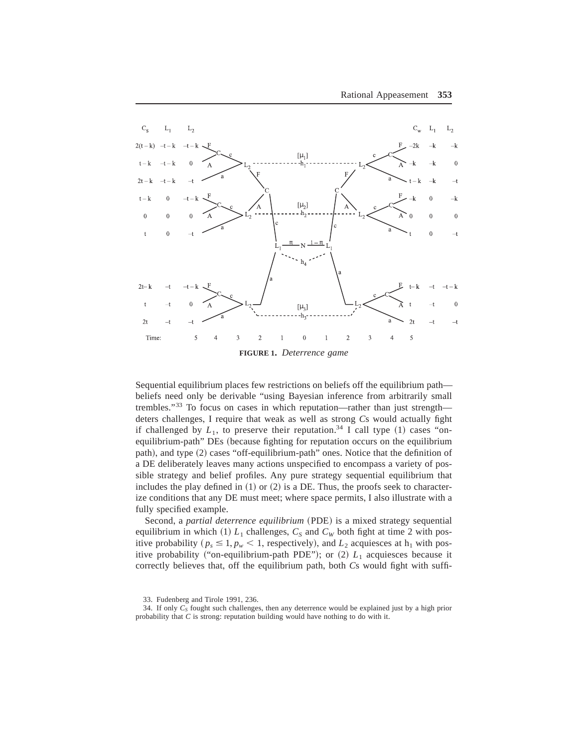**FIGURE 1.** *Deterrence game*

Sequential equilibrium places few restrictions on beliefs off the equilibrium path—beliefs need only be derivable "using Bayesian inference from arbitrarily small trembles."[33] To focus on cases in which reputation—rather than just strength—deters challenges, I require that weak as well as strong *C*s would actually fight if challenged by $L_1$, to preserve their reputation.[34] I call type (1) cases "on-equilibrium-path" DEs (because fighting for reputation occurs on the equilibrium path), and type (2) cases "off-equilibrium-path" ones. Notice that the definition of a DE deliberately leaves many actions unspecified to encompass a variety of possible strategy and belief profiles. Any pure strategy sequential equilibrium that includes the play defined in (1) or (2) is a DE. Thus, the proofs seek to characterize conditions that any DE must meet; where space permits, I also illustrate with a fully specified example.

Second, a *partial deterrence equilibrium* (PDE) is a mixed strategy sequential equilibrium in which (1) $L_1$ challenges, $C_S$ and $C_W$ both fight at time 2 with positive probability ($p_s \leq 1, p_w < 1$, respectively), and $L_2$ acquiesces at $h_1$ with positive probability ("on-equilibrium-path PDE"); or (2) $L_1$ acquiesces because it correctly believes that, off the equilibrium path, both *C*s would fight with suffi-

33. Fudenberg and Tirole 1991, 236.

34. If only $C_S$ fought such challenges, then any deterrence would be explained just by a high prior probability that *C* is strong: reputation building would have nothing to do with it.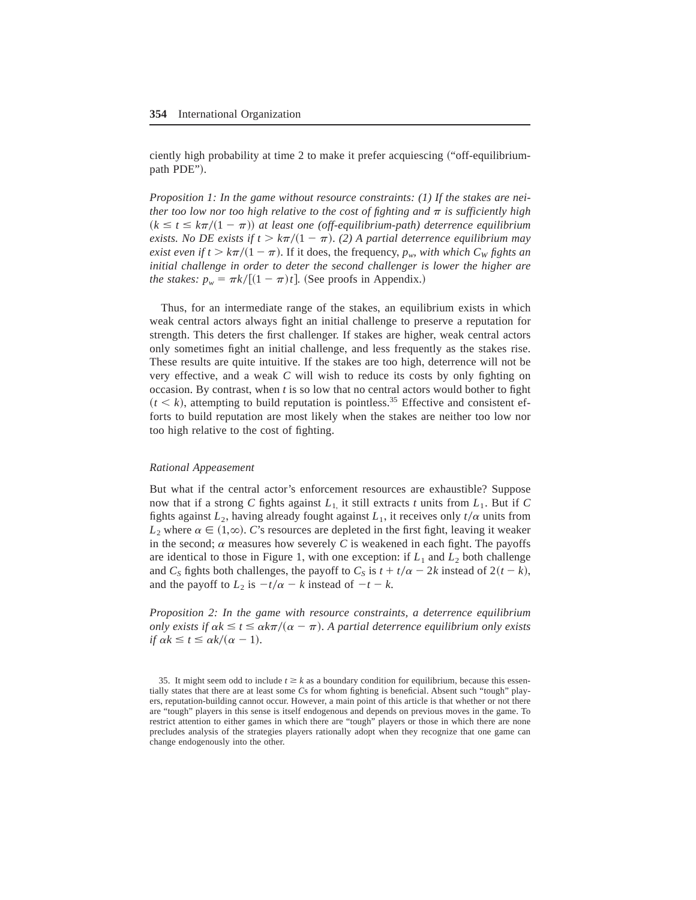ciently high probability at time 2 to make it prefer acquiescing ("off-equilibrium-path PDE").

*Proposition 1: In the game without resource constraints: (1) If the stakes are neither too low nor too high relative to the cost of fighting and $\pi$ is sufficiently high ($k \leq t \leq k\pi/(1 - \pi)$) at least one (off-equilibrium-path) deterrence equilibrium exists. No DE exists if $t > k\pi/(1 - \pi)$. (2) A partial deterrence equilibrium may exist even if $t > k\pi/(1 - \pi)$.* If it does, the frequency, *$p_w$, with which $C_W$ fights an initial challenge in order to deter the second challenger is lower the higher are the stakes: $p_w = \pi k/[(1 - \pi)t]$.* (See proofs in Appendix.)

Thus, for an intermediate range of the stakes, an equilibrium exists in which weak central actors always fight an initial challenge to preserve a reputation for strength. This deters the first challenger. If stakes are higher, weak central actors only sometimes fight an initial challenge, and less frequently as the stakes rise. These results are quite intuitive. If the stakes are too high, deterrence will not be very effective, and a weak $C$ will wish to reduce its costs by only fighting on occasion. By contrast, when $t$ is so low that no central actors would bother to fight ($t < k$), attempting to build reputation is pointless.[35] Effective and consistent efforts to build reputation are most likely when the stakes are neither too low nor too high relative to the cost of fighting.

*Rational Appeasement*

But what if the central actor's enforcement resources are exhaustible? Suppose now that if a strong $C$ fights against $L_1$, it still extracts $t$ units from $L_1$. But if $C$ fights against $L_2$, having already fought against $L_1$, it receives only $t/\alpha$ units from $L_2$ where $\alpha \in (1,\infty)$. $C$'s resources are depleted in the first fight, leaving it weaker in the second; $\alpha$ measures how severely $C$ is weakened in each fight. The payoffs are identical to those in Figure 1, with one exception: if $L_1$ and $L_2$ both challenge and $C_S$ fights both challenges, the payoff to $C_S$ is $t + t/\alpha - 2k$ instead of $2(t - k)$, and the payoff to $L_2$ is $-t/\alpha - k$ instead of $-t - k$.

*Proposition 2: In the game with resource constraints, a deterrence equilibrium only exists if $\alpha k \leq t \leq \alpha k\pi/(\alpha - \pi)$. A partial deterrence equilibrium only exists if $\alpha k \leq t \leq \alpha k/(\alpha - 1)$.*

35. It might seem odd to include $t \geq k$ as a boundary condition for equilibrium, because this essentially states that there are at least some $C$s for whom fighting is beneficial. Absent such "tough" players, reputation-building cannot occur. However, a main point of this article is that whether or not there are "tough" players in this sense is itself endogenous and depends on previous moves in the game. To restrict attention to either games in which there are "tough" players or those in which there are none precludes analysis of the strategies players rationally adopt when they recognize that one game can change endogenously into the other.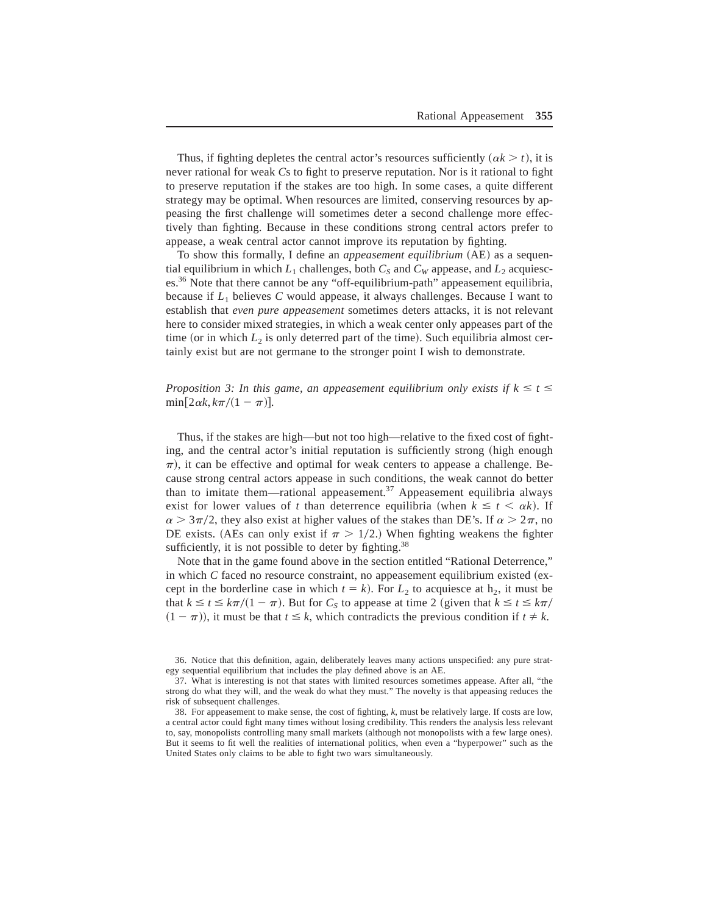Thus, if fighting depletes the central actor's resources sufficiently ($\alpha k > t$), it is never rational for weak $C$s to fight to preserve reputation. Nor is it rational to fight to preserve reputation if the stakes are too high. In some cases, a quite different strategy may be optimal. When resources are limited, conserving resources by appeasing the first challenge will sometimes deter a second challenge more effectively than fighting. Because in these conditions strong central actors prefer to appease, a weak central actor cannot improve its reputation by fighting.

To show this formally, I define an *appeasement equilibrium* (AE) as a sequential equilibrium in which $L_1$ challenges, both $C_S$ and $C_W$ appease, and $L_2$ acquiesces.[36] Note that there cannot be any "off-equilibrium-path" appeasement equilibria, because if $L_1$ believes $C$ would appease, it always challenges. Because I want to establish that *even pure appeasement* sometimes deters attacks, it is not relevant here to consider mixed strategies, in which a weak center only appeases part of the time (or in which $L_2$ is only deterred part of the time). Such equilibria almost certainly exist but are not germane to the stronger point I wish to demonstrate.

*Proposition 3: In this game, an appeasement equilibrium only exists if* $k \leq t \leq \min[2\alpha k, k\pi/(1-\pi)]$.

Thus, if the stakes are high—but not too high—relative to the fixed cost of fighting, and the central actor's initial reputation is sufficiently strong (high enough $\pi$), it can be effective and optimal for weak centers to appease a challenge. Because strong central actors appease in such conditions, the weak cannot do better than to imitate them—rational appeasement.[37] Appeasement equilibria always exist for lower values of $t$ than deterrence equilibria (when $k \leq t < \alpha k$). If $\alpha > 3\pi/2$, they also exist at higher values of the stakes than DE's. If $\alpha > 2\pi$, no DE exists. (AEs can only exist if $\pi > 1/2$.) When fighting weakens the fighter sufficiently, it is not possible to deter by fighting.[38]

Note that in the game found above in the section entitled "Rational Deterrence," in which $C$ faced no resource constraint, no appeasement equilibrium existed (except in the borderline case in which $t = k$). For $L_2$ to acquiesce at $h_2$, it must be that $k \leq t \leq k\pi/(1-\pi)$. But for $C_S$ to appease at time 2 (given that $k \leq t \leq k\pi/(1-\pi)$), it must be that $t \leq k$, which contradicts the previous condition if $t \neq k$.

36. Notice that this definition, again, deliberately leaves many actions unspecified: any pure strategy sequential equilibrium that includes the play defined above is an AE.

37. What is interesting is not that states with limited resources sometimes appease. After all, "the strong do what they will, and the weak do what they must." The novelty is that appeasing reduces the risk of subsequent challenges.

38. For appeasement to make sense, the cost of fighting, $k$, must be relatively large. If costs are low, a central actor could fight many times without losing credibility. This renders the analysis less relevant to, say, monopolists controlling many small markets (although not monopolists with a few large ones). But it seems to fit well the realities of international politics, when even a "hyperpower" such as the United States only claims to be able to fight two wars simultaneously.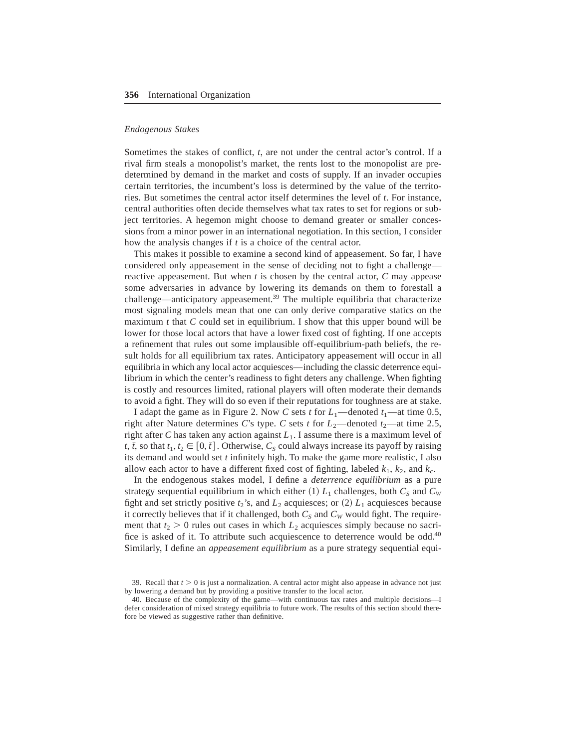*Endogenous Stakes*

Sometimes the stakes of conflict, $t$, are not under the central actor's control. If a rival firm steals a monopolist's market, the rents lost to the monopolist are predetermined by demand in the market and costs of supply. If an invader occupies certain territories, the incumbent's loss is determined by the value of the territories. But sometimes the central actor itself determines the level of $t$. For instance, central authorities often decide themselves what tax rates to set for regions or subject territories. A hegemon might choose to demand greater or smaller concessions from a minor power in an international negotiation. In this section, I consider how the analysis changes if $t$ is a choice of the central actor.

This makes it possible to examine a second kind of appeasement. So far, I have considered only appeasement in the sense of deciding not to fight a challenge—reactive appeasement. But when $t$ is chosen by the central actor, $C$ may appease some adversaries in advance by lowering its demands on them to forestall a challenge—anticipatory appeasement.[39] The multiple equilibria that characterize most signaling models mean that one can only derive comparative statics on the maximum $t$ that $C$ could set in equilibrium. I show that this upper bound will be lower for those local actors that have a lower fixed cost of fighting. If one accepts a refinement that rules out some implausible off-equilibrium-path beliefs, the result holds for all equilibrium tax rates. Anticipatory appeasement will occur in all equilibria in which any local actor acquiesces—including the classic deterrence equilibrium in which the center's readiness to fight deters any challenge. When fighting is costly and resources limited, rational players will often moderate their demands to avoid a fight. They will do so even if their reputations for toughness are at stake.

I adapt the game as in Figure 2. Now $C$ sets $t$ for $L_1$—denoted $t_1$—at time 0.5, right after Nature determines $C$'s type. $C$ sets $t$ for $L_2$—denoted $t_2$—at time 2.5, right after $C$ has taken any action against $L_1$. I assume there is a maximum level of $t$, $\bar{t}$, so that $t_1, t_2 \in [0, \bar{t}]$. Otherwise, $C_S$ could always increase its payoff by raising its demand and would set $t$ infinitely high. To make the game more realistic, I also allow each actor to have a different fixed cost of fighting, labeled $k_1$, $k_2$, and $k_c$.

In the endogenous stakes model, I define a *deterrence equilibrium* as a pure strategy sequential equilibrium in which either (1) $L_1$ challenges, both $C_S$ and $C_W$ fight and set strictly positive $t_2$'s, and $L_2$ acquiesces; or (2) $L_1$ acquiesces because it correctly believes that if it challenged, both $C_S$ and $C_W$ would fight. The requirement that $t_2 > 0$ rules out cases in which $L_2$ acquiesces simply because no sacrifice is asked of it. To attribute such acquiescence to deterrence would be odd.[40] Similarly, I define an *appeasement equilibrium* as a pure strategy sequential equi-

39. Recall that $t > 0$ is just a normalization. A central actor might also appease in advance not just by lowering a demand but by providing a positive transfer to the local actor.

40. Because of the complexity of the game—with continuous tax rates and multiple decisions—I defer consideration of mixed strategy equilibria to future work. The results of this section should therefore be viewed as suggestive rather than definitive.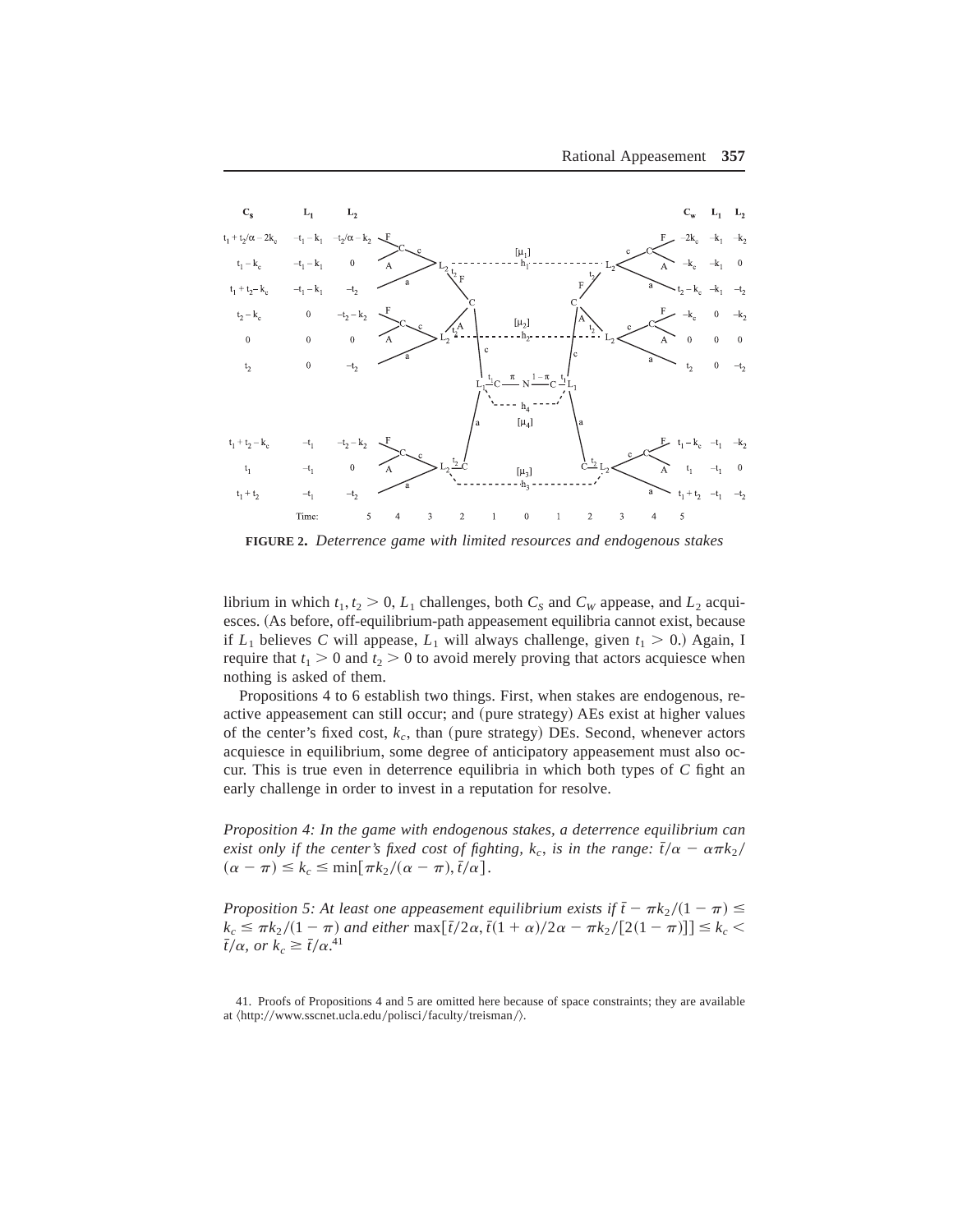**FIGURE 2.** *Deterrence game with limited resources and endogenous stakes*

librium in which $t_1, t_2 > 0$, $L_1$ challenges, both $C_S$ and $C_W$ appease, and $L_2$ acquiesces. (As before, off-equilibrium-path appeasement equilibria cannot exist, because if $L_1$ believes $C$ will appease, $L_1$ will always challenge, given $t_1 > 0$.) Again, I require that $t_1 > 0$ and $t_2 > 0$ to avoid merely proving that actors acquiesce when nothing is asked of them.

Propositions 4 to 6 establish two things. First, when stakes are endogenous, reactive appeasement can still occur; and (pure strategy) AEs exist at higher values of the center's fixed cost, $k_c$, than (pure strategy) DEs. Second, whenever actors acquiesce in equilibrium, some degree of anticipatory appeasement must also occur. This is true even in deterrence equilibria in which both types of $C$ fight an early challenge in order to invest in a reputation for resolve.

*Proposition 4: In the game with endogenous stakes, a deterrence equilibrium can exist only if the center's fixed cost of fighting, $k_c$, is in the range: $\bar{t}/\alpha - \alpha\pi k_2/(\alpha - \pi) \leq k_c \leq \min[\pi k_2/(\alpha - \pi), \bar{t}/\alpha]$.*

*Proposition 5: At least one appeasement equilibrium exists if $\bar{t} - \pi k_2/(1 - \pi) \leq k_c \leq \pi k_2/(1 - \pi)$ and either $\max[\bar{t}/2\alpha, \bar{t}(1 + \alpha)/2\alpha - \pi k_2/[2(1 - \pi)]] \leq k_c < \bar{t}/\alpha$, or $k_c \geq \bar{t}/\alpha$.*[41]

41. Proofs of Propositions 4 and 5 are omitted here because of space constraints; they are available at ⟨http://www.sscnet.ucla.edu/polisci/faculty/treisman/⟩.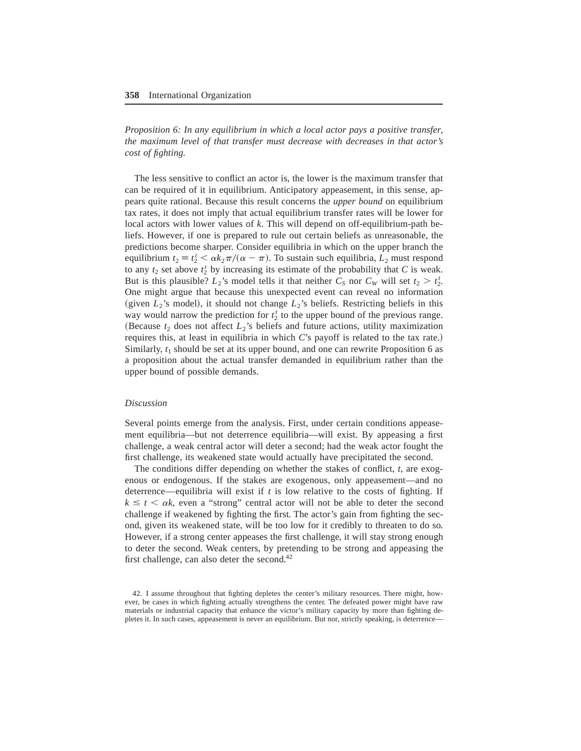*Proposition 6: In any equilibrium in which a local actor pays a positive transfer, the maximum level of that transfer must decrease with decreases in that actor's cost of fighting.*

The less sensitive to conflict an actor is, the lower is the maximum transfer that can be required of it in equilibrium. Anticipatory appeasement, in this sense, appears quite rational. Because this result concerns the *upper bound* on equilibrium tax rates, it does not imply that actual equilibrium transfer rates will be lower for local actors with lower values of $k$. This will depend on off-equilibrium-path beliefs. However, if one is prepared to rule out certain beliefs as unreasonable, the predictions become sharper. Consider equilibria in which on the upper branch the equilibrium $t_2 \equiv t_2^t < \alpha k_2 \pi/(\alpha - \pi)$. To sustain such equilibria, $L_2$ must respond to any $t_2$ set above $t_2^t$ by increasing its estimate of the probability that $C$ is weak. But is this plausible? $L_2$'s model tells it that neither $C_S$ nor $C_W$ will set $t_2 > t_2^t$. One might argue that because this unexpected event can reveal no information (given $L_2$'s model), it should not change $L_2$'s beliefs. Restricting beliefs in this way would narrow the prediction for $t_2^t$ to the upper bound of the previous range. (Because $t_2$ does not affect $L_2$'s beliefs and future actions, utility maximization requires this, at least in equilibria in which $C$'s payoff is related to the tax rate.) Similarly, $t_1$ should be set at its upper bound, and one can rewrite Proposition 6 as a proposition about the actual transfer demanded in equilibrium rather than the upper bound of possible demands.

### *Discussion*

Several points emerge from the analysis. First, under certain conditions appeasement equilibria—but not deterrence equilibria—will exist. By appeasing a first challenge, a weak central actor will deter a second; had the weak actor fought the first challenge, its weakened state would actually have precipitated the second.

The conditions differ depending on whether the stakes of conflict, $t$, are exogenous or endogenous. If the stakes are exogenous, only appeasement—and no deterrence—equilibria will exist if $t$ is low relative to the costs of fighting. If $k \leq t < \alpha k$, even a "strong" central actor will not be able to deter the second challenge if weakened by fighting the first. The actor's gain from fighting the second, given its weakened state, will be too low for it credibly to threaten to do so. However, if a strong center appeases the first challenge, it will stay strong enough to deter the second. Weak centers, by pretending to be strong and appeasing the first challenge, can also deter the second.[42]

42. I assume throughout that fighting depletes the center's military resources. There might, however, be cases in which fighting actually strengthens the center. The defeated power might have raw materials or industrial capacity that enhance the victor's military capacity by more than fighting depletes it. In such cases, appeasement is never an equilibrium. But nor, strictly speaking, is deterrence—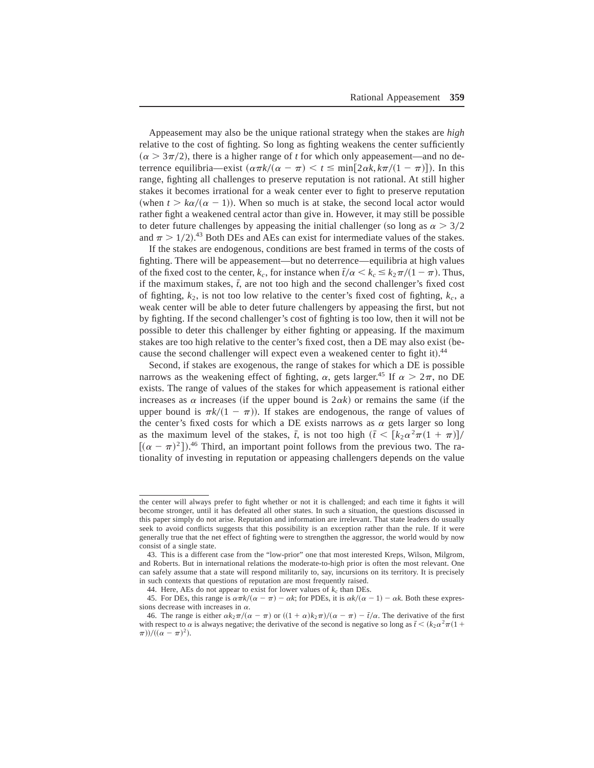Appeasement may also be the unique rational strategy when the stakes are *high* relative to the cost of fighting. So long as fighting weakens the center sufficiently ($\alpha > 3\pi/2$), there is a higher range of $t$ for which only appeasement—and no deterrence equilibria—exist ($\alpha\pi k/(\alpha - \pi) < t \leq \min[2\alpha k, k\pi/(1 - \pi)]$). In this range, fighting all challenges to preserve reputation is not rational. At still higher stakes it becomes irrational for a weak center ever to fight to preserve reputation (when $t > k\alpha/(\alpha - 1)$). When so much is at stake, the second local actor would rather fight a weakened central actor than give in. However, it may still be possible to deter future challenges by appeasing the initial challenger (so long as $\alpha > 3/2$ and $\pi > 1/2$).[43] Both DEs and AEs can exist for intermediate values of the stakes.

If the stakes are endogenous, conditions are best framed in terms of the costs of fighting. There will be appeasement—but no deterrence—equilibria at high values of the fixed cost to the center, $k_c$, for instance when $\bar{t}/\alpha < k_c \leq k_2\pi/(1 - \pi)$. Thus, if the maximum stakes, $\bar{t}$, are not too high and the second challenger's fixed cost of fighting, $k_2$, is not too low relative to the center's fixed cost of fighting, $k_c$, a weak center will be able to deter future challengers by appeasing the first, but not by fighting. If the second challenger's cost of fighting is too low, then it will not be possible to deter this challenger by either fighting or appeasing. If the maximum stakes are too high relative to the center's fixed cost, then a DE may also exist (because the second challenger will expect even a weakened center to fight it).[44]

Second, if stakes are exogenous, the range of stakes for which a DE is possible narrows as the weakening effect of fighting, $\alpha$, gets larger.[45] If $\alpha > 2\pi$, no DE exists. The range of values of the stakes for which appeasement is rational either increases as $\alpha$ increases (if the upper bound is $2\alpha k$) or remains the same (if the upper bound is $\pi k/(1 - \pi)$). If stakes are endogenous, the range of values of the center's fixed costs for which a DE exists narrows as $\alpha$ gets larger so long as the maximum level of the stakes, $\bar{t}$, is not too high ($\bar{t} < [k_2\alpha^2\pi(1 + \pi)]/[(\alpha - \pi)^2]$).[46] Third, an important point follows from the previous two. The rationality of investing in reputation or appeasing challengers depends on the value

---

the center will always prefer to fight whether or not it is challenged; and each time it fights it will become stronger, until it has defeated all other states. In such a situation, the questions discussed in this paper simply do not arise. Reputation and information are irrelevant. That state leaders do usually seek to avoid conflicts suggests that this possibility is an exception rather than the rule. If it were generally true that the net effect of fighting were to strengthen the aggressor, the world would by now consist of a single state.

43. This is a different case from the "low-prior" one that most interested Kreps, Wilson, Milgrom, and Roberts. But in international relations the moderate-to-high prior is often the most relevant. One can safely assume that a state will respond militarily to, say, incursions on its territory. It is precisely in such contexts that questions of reputation are most frequently raised.

44. Here, AEs do not appear to exist for lower values of $k_c$ than DEs.

45. For DEs, this range is $\alpha\pi k/(\alpha - \pi) - \alpha k$; for PDEs, it is $\alpha k/(\alpha - 1) - \alpha k$. Both these expressions decrease with increases in $\alpha$.

46. The range is either $\alpha k_2\pi/(\alpha - \pi)$ or $((1 + \alpha)k_2\pi)/(\alpha - \pi) - \bar{t}/\alpha$. The derivative of the first with respect to $\alpha$ is always negative; the derivative of the second is negative so long as $\bar{t} < (k_2\alpha^2\pi(1 + \pi))/((\alpha - \pi)^2)$.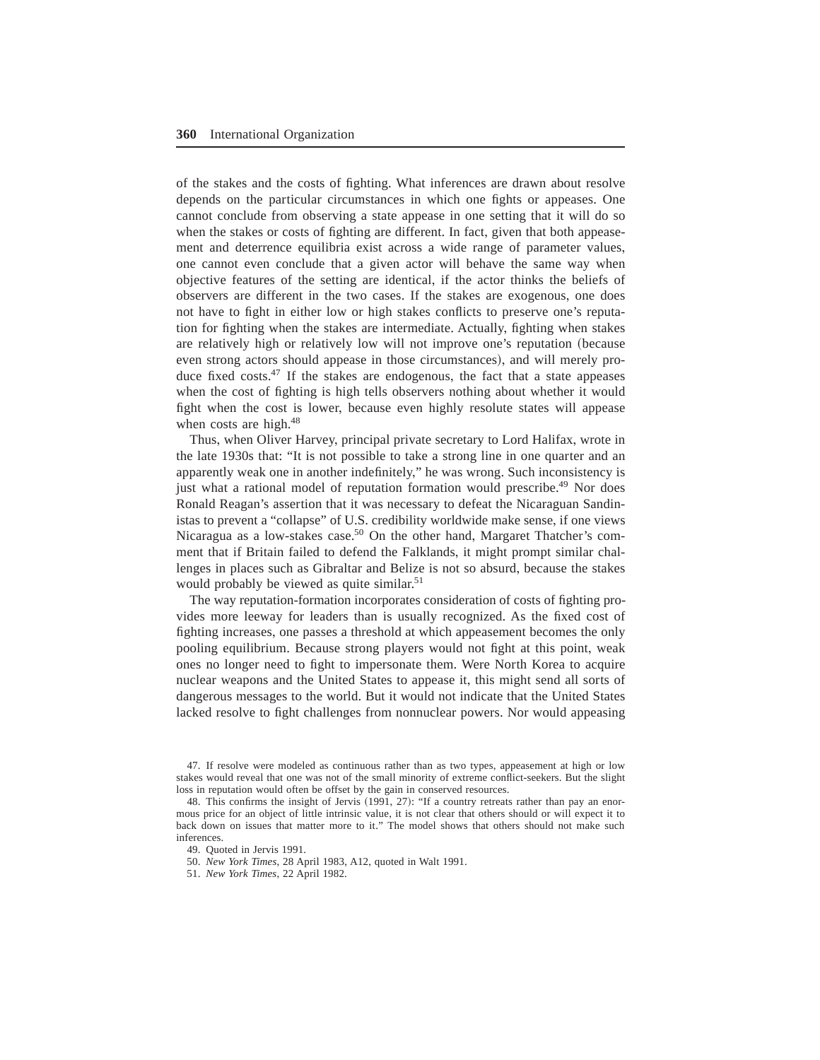of the stakes and the costs of fighting. What inferences are drawn about resolve depends on the particular circumstances in which one fights or appeases. One cannot conclude from observing a state appease in one setting that it will do so when the stakes or costs of fighting are different. In fact, given that both appeasement and deterrence equilibria exist across a wide range of parameter values, one cannot even conclude that a given actor will behave the same way when objective features of the setting are identical, if the actor thinks the beliefs of observers are different in the two cases. If the stakes are exogenous, one does not have to fight in either low or high stakes conflicts to preserve one's reputation for fighting when the stakes are intermediate. Actually, fighting when stakes are relatively high or relatively low will not improve one's reputation (because even strong actors should appease in those circumstances), and will merely produce fixed costs.[47] If the stakes are endogenous, the fact that a state appeases when the cost of fighting is high tells observers nothing about whether it would fight when the cost is lower, because even highly resolute states will appease when costs are high.[48]

Thus, when Oliver Harvey, principal private secretary to Lord Halifax, wrote in the late 1930s that: "It is not possible to take a strong line in one quarter and an apparently weak one in another indefinitely," he was wrong. Such inconsistency is just what a rational model of reputation formation would prescribe.[49] Nor does Ronald Reagan's assertion that it was necessary to defeat the Nicaraguan Sandinistas to prevent a "collapse" of U.S. credibility worldwide make sense, if one views Nicaragua as a low-stakes case.[50] On the other hand, Margaret Thatcher's comment that if Britain failed to defend the Falklands, it might prompt similar challenges in places such as Gibraltar and Belize is not so absurd, because the stakes would probably be viewed as quite similar.[51]

The way reputation-formation incorporates consideration of costs of fighting provides more leeway for leaders than is usually recognized. As the fixed cost of fighting increases, one passes a threshold at which appeasement becomes the only pooling equilibrium. Because strong players would not fight at this point, weak ones no longer need to fight to impersonate them. Were North Korea to acquire nuclear weapons and the United States to appease it, this might send all sorts of dangerous messages to the world. But it would not indicate that the United States lacked resolve to fight challenges from nonnuclear powers. Nor would appeasing

47. If resolve were modeled as continuous rather than as two types, appeasement at high or low stakes would reveal that one was not of the small minority of extreme conflict-seekers. But the slight loss in reputation would often be offset by the gain in conserved resources.

48. This confirms the insight of Jervis (1991, 27): "If a country retreats rather than pay an enormous price for an object of little intrinsic value, it is not clear that others should or will expect it to back down on issues that matter more to it." The model shows that others should not make such inferences.

49. Quoted in Jervis 1991.

50. *New York Times*, 28 April 1983, A12, quoted in Walt 1991.

51. *New York Times*, 22 April 1982.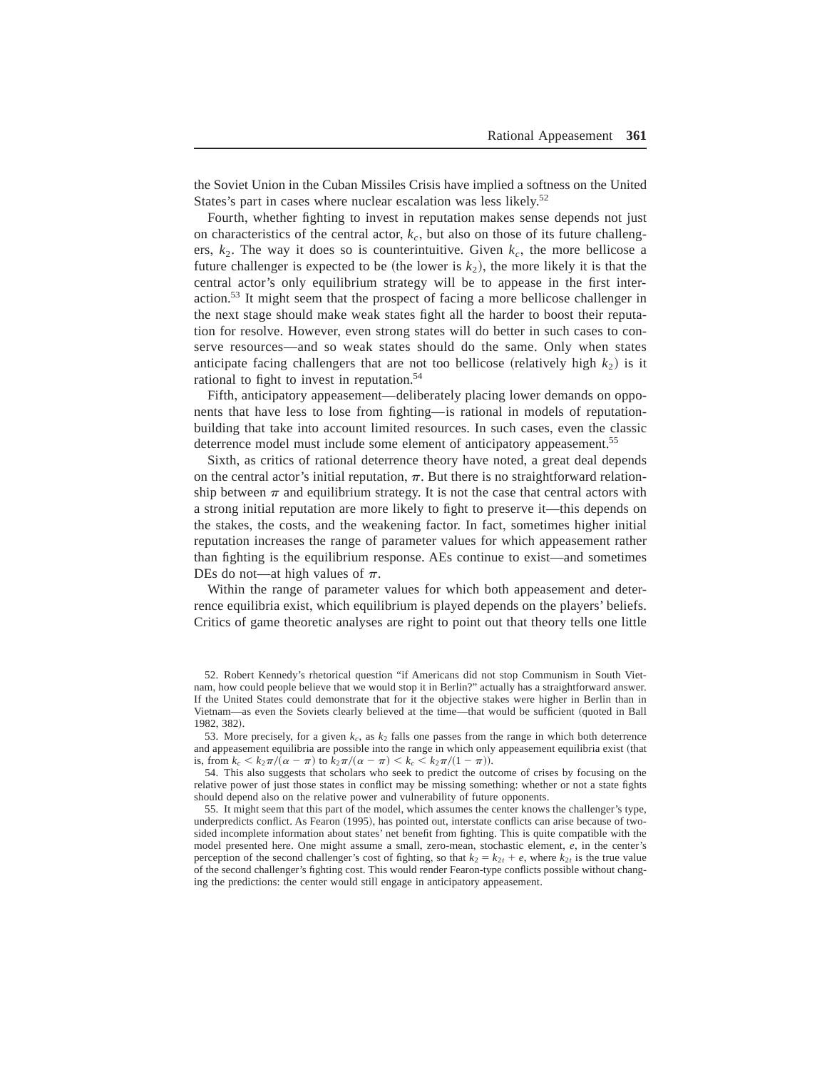the Soviet Union in the Cuban Missiles Crisis have implied a softness on the United States's part in cases where nuclear escalation was less likely.[52]

Fourth, whether fighting to invest in reputation makes sense depends not just on characteristics of the central actor, $k_c$, but also on those of its future challengers, $k_2$. The way it does so is counterintuitive. Given $k_c$, the more bellicose a future challenger is expected to be (the lower is $k_2$), the more likely it is that the central actor's only equilibrium strategy will be to appease in the first interaction.[53] It might seem that the prospect of facing a more bellicose challenger in the next stage should make weak states fight all the harder to boost their reputation for resolve. However, even strong states will do better in such cases to conserve resources—and so weak states should do the same. Only when states anticipate facing challengers that are not too bellicose (relatively high $k_2$) is it rational to fight to invest in reputation.[54]

Fifth, anticipatory appeasement—deliberately placing lower demands on opponents that have less to lose from fighting—is rational in models of reputation-building that take into account limited resources. In such cases, even the classic deterrence model must include some element of anticipatory appeasement.[55]

Sixth, as critics of rational deterrence theory have noted, a great deal depends on the central actor's initial reputation, $\pi$. But there is no straightforward relationship between $\pi$ and equilibrium strategy. It is not the case that central actors with a strong initial reputation are more likely to fight to preserve it—this depends on the stakes, the costs, and the weakening factor. In fact, sometimes higher initial reputation increases the range of parameter values for which appeasement rather than fighting is the equilibrium response. AEs continue to exist—and sometimes DEs do not—at high values of $\pi$.

Within the range of parameter values for which both appeasement and deterrence equilibria exist, which equilibrium is played depends on the players' beliefs. Critics of game theoretic analyses are right to point out that theory tells one little

52. Robert Kennedy's rhetorical question "if Americans did not stop Communism in South Vietnam, how could people believe that we would stop it in Berlin?" actually has a straightforward answer. If the United States could demonstrate that for it the objective stakes were higher in Berlin than in Vietnam—as even the Soviets clearly believed at the time—that would be sufficient (quoted in Ball 1982, 382).

53. More precisely, for a given $k_c$, as $k_2$ falls one passes from the range in which both deterrence and appeasement equilibria are possible into the range in which only appeasement equilibria exist (that is, from $k_c < k_2\pi/(\alpha - \pi)$ to $k_2\pi/(\alpha - \pi) < k_c < k_2\pi/(1 - \pi)$).

54. This also suggests that scholars who seek to predict the outcome of crises by focusing on the relative power of just those states in conflict may be missing something: whether or not a state fights should depend also on the relative power and vulnerability of future opponents.

55. It might seem that this part of the model, which assumes the center knows the challenger's type, underpredicts conflict. As Fearon (1995), has pointed out, interstate conflicts can arise because of two-sided incomplete information about states' net benefit from fighting. This is quite compatible with the model presented here. One might assume a small, zero-mean, stochastic element, $e$, in the center's perception of the second challenger's cost of fighting, so that $k_2 = k_{2t} + e$, where $k_{2t}$ is the true value of the second challenger's fighting cost. This would render Fearon-type conflicts possible without changing the predictions: the center would still engage in anticipatory appeasement.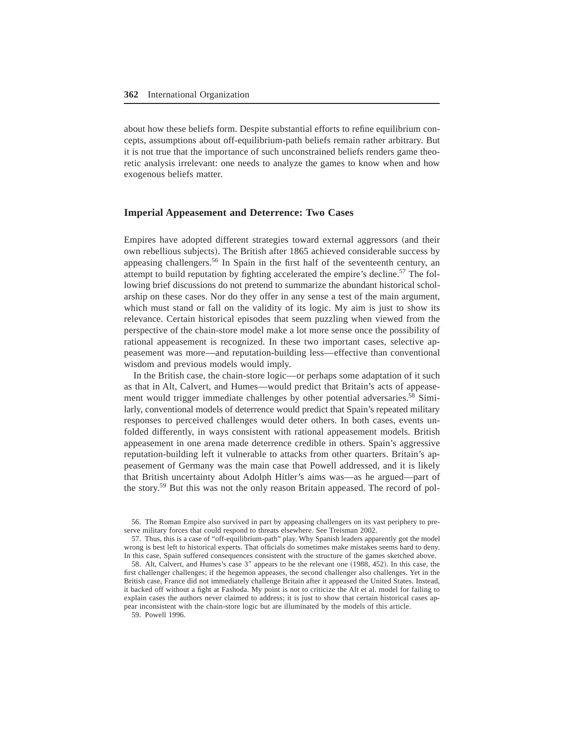about how these beliefs form. Despite substantial efforts to refine equilibrium concepts, assumptions about off-equilibrium-path beliefs remain rather arbitrary. But it is not true that the importance of such unconstrained beliefs renders game theoretic analysis irrelevant: one needs to analyze the games to know when and how exogenous beliefs matter.

## Imperial Appeasement and Deterrence: Two Cases

Empires have adopted different strategies toward external aggressors (and their own rebellious subjects). The British after 1865 achieved considerable success by appeasing challengers.[56] In Spain in the first half of the seventeenth century, an attempt to build reputation by fighting accelerated the empire's decline.[57] The following brief discussions do not pretend to summarize the abundant historical scholarship on these cases. Nor do they offer in any sense a test of the main argument, which must stand or fall on the validity of its logic. My aim is just to show its relevance. Certain historical episodes that seem puzzling when viewed from the perspective of the chain-store model make a lot more sense once the possibility of rational appeasement is recognized. In these two important cases, selective appeasement was more—and reputation-building less—effective than conventional wisdom and previous models would imply.

In the British case, the chain-store logic—or perhaps some adaptation of it such as that in Alt, Calvert, and Humes—would predict that Britain's acts of appeasement would trigger immediate challenges by other potential adversaries.[58] Similarly, conventional models of deterrence would predict that Spain's repeated military responses to perceived challenges would deter others. In both cases, events unfolded differently, in ways consistent with rational appeasement models. British appeasement in one arena made deterrence credible in others. Spain's aggressive reputation-building left it vulnerable to attacks from other quarters. Britain's appeasement of Germany was the main case that Powell addressed, and it is likely that British uncertainty about Adolph Hitler's aims was—as he argued—part of the story.[59] But this was not the only reason Britain appeased. The record of pol-

56. The Roman Empire also survived in part by appeasing challengers on its vast periphery to preserve military forces that could respond to threats elsewhere. See Treisman 2002.

57. Thus, this is a case of "off-equilibrium-path" play. Why Spanish leaders apparently got the model wrong is best left to historical experts. That officials do sometimes make mistakes seems hard to deny. In this case, Spain suffered consequences consistent with the structure of the games sketched above.

58. Alt, Calvert, and Humes's case 3″ appears to be the relevant one (1988, 452). In this case, the first challenger challenges; if the hegemon appeases, the second challenger also challenges. Yet in the British case, France did not immediately challenge Britain after it appeased the United States. Instead, it backed off without a fight at Fashoda. My point is not to criticize the Alt et al. model for failing to explain cases the authors never claimed to address; it is just to show that certain historical cases appear inconsistent with the chain-store logic but are illuminated by the models of this article.

59. Powell 1996.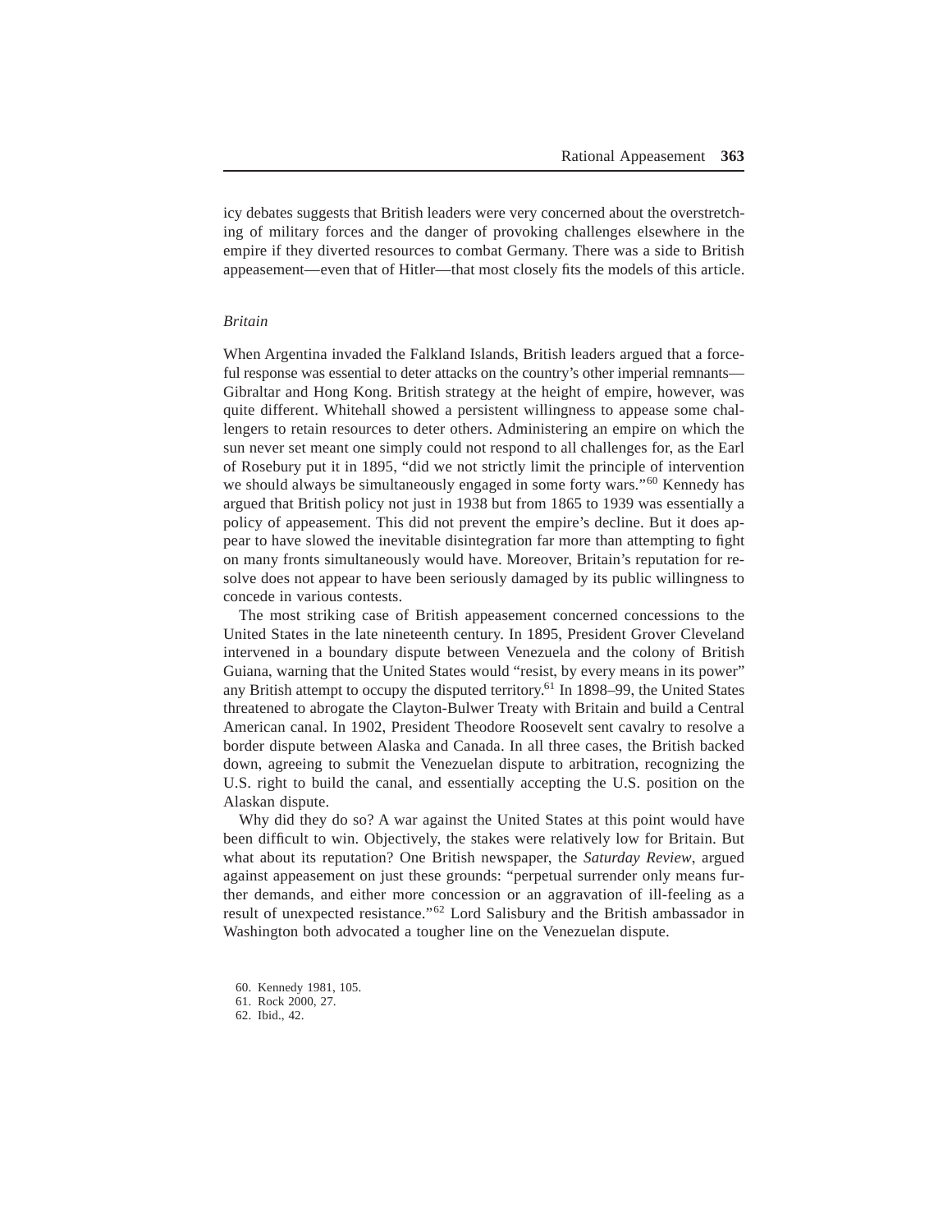icy debates suggests that British leaders were very concerned about the overstretching of military forces and the danger of provoking challenges elsewhere in the empire if they diverted resources to combat Germany. There was a side to British appeasement—even that of Hitler—that most closely fits the models of this article.

### *Britain*

When Argentina invaded the Falkland Islands, British leaders argued that a forceful response was essential to deter attacks on the country's other imperial remnants—Gibraltar and Hong Kong. British strategy at the height of empire, however, was quite different. Whitehall showed a persistent willingness to appease some challengers to retain resources to deter others. Administering an empire on which the sun never set meant one simply could not respond to all challenges for, as the Earl of Rosebury put it in 1895, "did we not strictly limit the principle of intervention we should always be simultaneously engaged in some forty wars."[60] Kennedy has argued that British policy not just in 1938 but from 1865 to 1939 was essentially a policy of appeasement. This did not prevent the empire's decline. But it does appear to have slowed the inevitable disintegration far more than attempting to fight on many fronts simultaneously would have. Moreover, Britain's reputation for resolve does not appear to have been seriously damaged by its public willingness to concede in various contests.

The most striking case of British appeasement concerned concessions to the United States in the late nineteenth century. In 1895, President Grover Cleveland intervened in a boundary dispute between Venezuela and the colony of British Guiana, warning that the United States would "resist, by every means in its power" any British attempt to occupy the disputed territory.[61] In 1898–99, the United States threatened to abrogate the Clayton-Bulwer Treaty with Britain and build a Central American canal. In 1902, President Theodore Roosevelt sent cavalry to resolve a border dispute between Alaska and Canada. In all three cases, the British backed down, agreeing to submit the Venezuelan dispute to arbitration, recognizing the U.S. right to build the canal, and essentially accepting the U.S. position on the Alaskan dispute.

Why did they do so? A war against the United States at this point would have been difficult to win. Objectively, the stakes were relatively low for Britain. But what about its reputation? One British newspaper, the *Saturday Review*, argued against appeasement on just these grounds: "perpetual surrender only means further demands, and either more concession or an aggravation of ill-feeling as a result of unexpected resistance."[62] Lord Salisbury and the British ambassador in Washington both advocated a tougher line on the Venezuelan dispute.

60. Kennedy 1981, 105.
61. Rock 2000, 27.
62. Ibid., 42.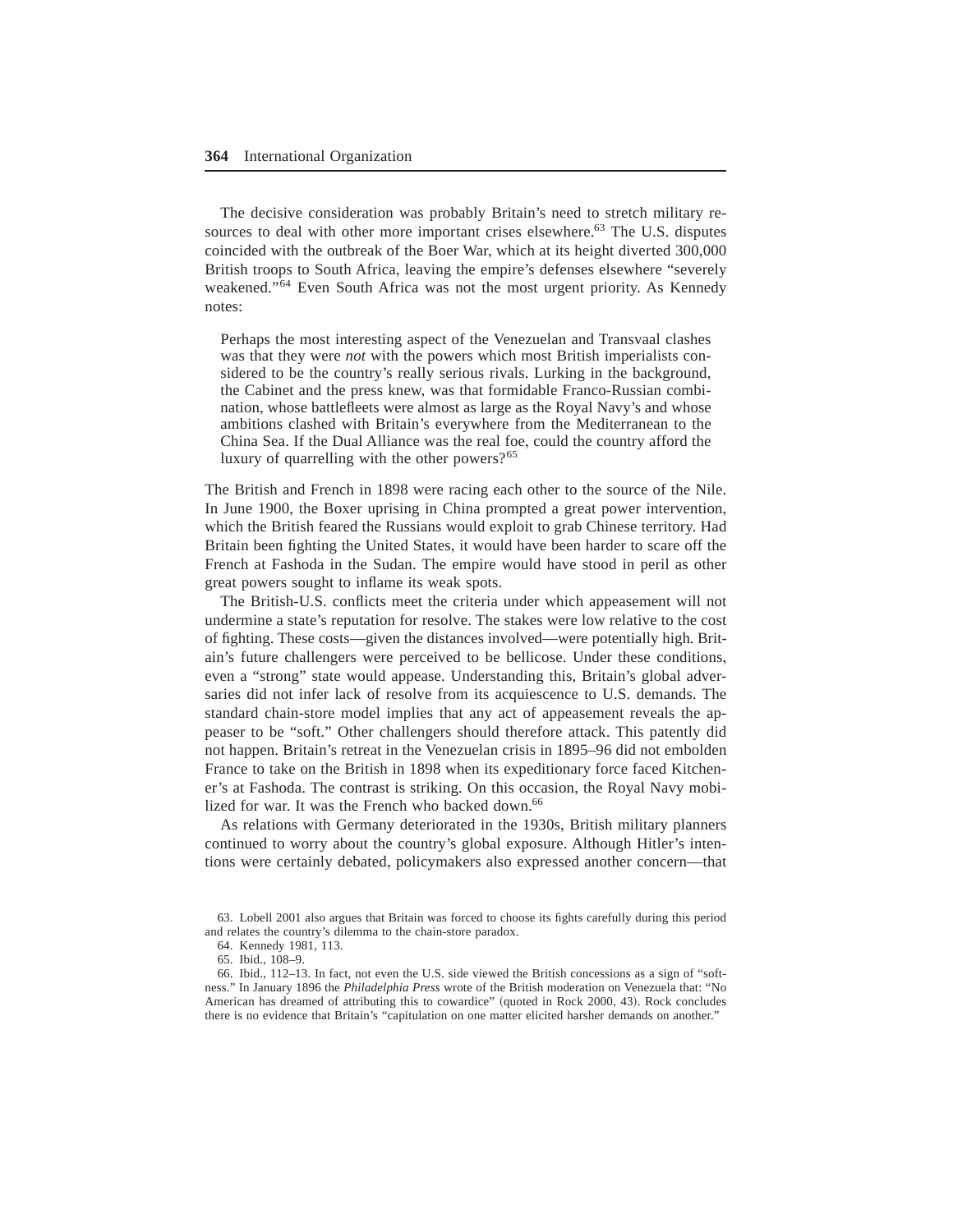The decisive consideration was probably Britain's need to stretch military resources to deal with other more important crises elsewhere.[63] The U.S. disputes coincided with the outbreak of the Boer War, which at its height diverted 300,000 British troops to South Africa, leaving the empire's defenses elsewhere "severely weakened."[64] Even South Africa was not the most urgent priority. As Kennedy notes:

> Perhaps the most interesting aspect of the Venezuelan and Transvaal clashes was that they were *not* with the powers which most British imperialists considered to be the country's really serious rivals. Lurking in the background, the Cabinet and the press knew, was that formidable Franco-Russian combination, whose battlefleets were almost as large as the Royal Navy's and whose ambitions clashed with Britain's everywhere from the Mediterranean to the China Sea. If the Dual Alliance was the real foe, could the country afford the luxury of quarrelling with the other powers?[65]

The British and French in 1898 were racing each other to the source of the Nile. In June 1900, the Boxer uprising in China prompted a great power intervention, which the British feared the Russians would exploit to grab Chinese territory. Had Britain been fighting the United States, it would have been harder to scare off the French at Fashoda in the Sudan. The empire would have stood in peril as other great powers sought to inflame its weak spots.

The British-U.S. conflicts meet the criteria under which appeasement will not undermine a state's reputation for resolve. The stakes were low relative to the cost of fighting. These costs—given the distances involved—were potentially high. Britain's future challengers were perceived to be bellicose. Under these conditions, even a "strong" state would appease. Understanding this, Britain's global adversaries did not infer lack of resolve from its acquiescence to U.S. demands. The standard chain-store model implies that any act of appeasement reveals the appeaser to be "soft." Other challengers should therefore attack. This patently did not happen. Britain's retreat in the Venezuelan crisis in 1895–96 did not embolden France to take on the British in 1898 when its expeditionary force faced Kitchener's at Fashoda. The contrast is striking. On this occasion, the Royal Navy mobilized for war. It was the French who backed down.[66]

As relations with Germany deteriorated in the 1930s, British military planners continued to worry about the country's global exposure. Although Hitler's intentions were certainly debated, policymakers also expressed another concern—that

63. Lobell 2001 also argues that Britain was forced to choose its fights carefully during this period and relates the country's dilemma to the chain-store paradox.

64. Kennedy 1981, 113.

65. Ibid., 108–9.

66. Ibid., 112–13. In fact, not even the U.S. side viewed the British concessions as a sign of "softness." In January 1896 the *Philadelphia Press* wrote of the British moderation on Venezuela that: "No American has dreamed of attributing this to cowardice" (quoted in Rock 2000, 43). Rock concludes there is no evidence that Britain's "capitulation on one matter elicited harsher demands on another."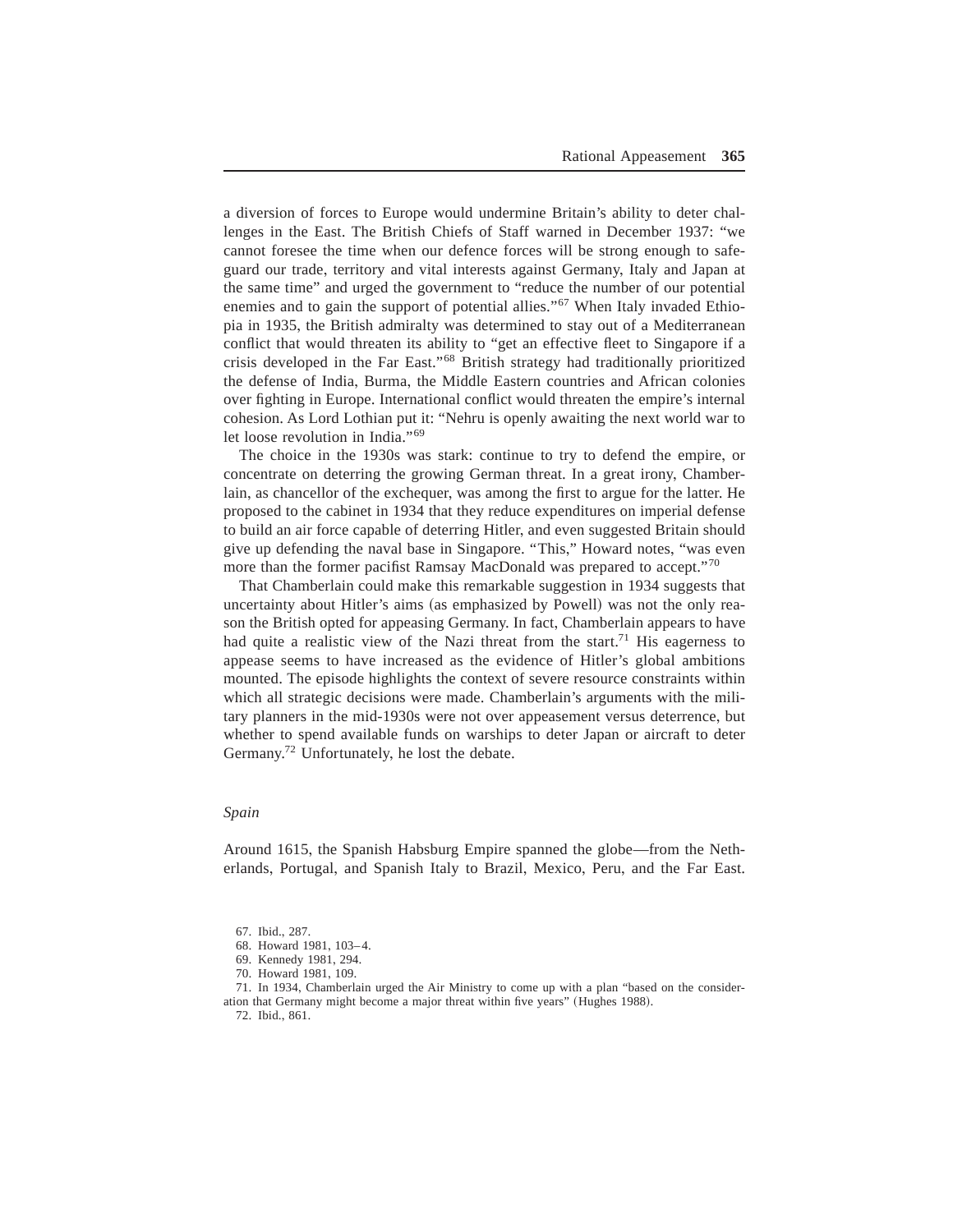a diversion of forces to Europe would undermine Britain's ability to deter challenges in the East. The British Chiefs of Staff warned in December 1937: "we cannot foresee the time when our defence forces will be strong enough to safeguard our trade, territory and vital interests against Germany, Italy and Japan at the same time" and urged the government to "reduce the number of our potential enemies and to gain the support of potential allies."[67] When Italy invaded Ethiopia in 1935, the British admiralty was determined to stay out of a Mediterranean conflict that would threaten its ability to "get an effective fleet to Singapore if a crisis developed in the Far East."[68] British strategy had traditionally prioritized the defense of India, Burma, the Middle Eastern countries and African colonies over fighting in Europe. International conflict would threaten the empire's internal cohesion. As Lord Lothian put it: "Nehru is openly awaiting the next world war to let loose revolution in India."[69]

The choice in the 1930s was stark: continue to try to defend the empire, or concentrate on deterring the growing German threat. In a great irony, Chamberlain, as chancellor of the exchequer, was among the first to argue for the latter. He proposed to the cabinet in 1934 that they reduce expenditures on imperial defense to build an air force capable of deterring Hitler, and even suggested Britain should give up defending the naval base in Singapore. "This," Howard notes, "was even more than the former pacifist Ramsay MacDonald was prepared to accept."[70]

That Chamberlain could make this remarkable suggestion in 1934 suggests that uncertainty about Hitler's aims (as emphasized by Powell) was not the only reason the British opted for appeasing Germany. In fact, Chamberlain appears to have had quite a realistic view of the Nazi threat from the start.[71] His eagerness to appease seems to have increased as the evidence of Hitler's global ambitions mounted. The episode highlights the context of severe resource constraints within which all strategic decisions were made. Chamberlain's arguments with the military planners in the mid-1930s were not over appeasement versus deterrence, but whether to spend available funds on warships to deter Japan or aircraft to deter Germany.[72] Unfortunately, he lost the debate.

### *Spain*

Around 1615, the Spanish Habsburg Empire spanned the globe—from the Netherlands, Portugal, and Spanish Italy to Brazil, Mexico, Peru, and the Far East.

67. Ibid., 287.

68. Howard 1981, 103–4.

69. Kennedy 1981, 294.

70. Howard 1981, 109.

71. In 1934, Chamberlain urged the Air Ministry to come up with a plan "based on the consideration that Germany might become a major threat within five years" (Hughes 1988).

72. Ibid., 861.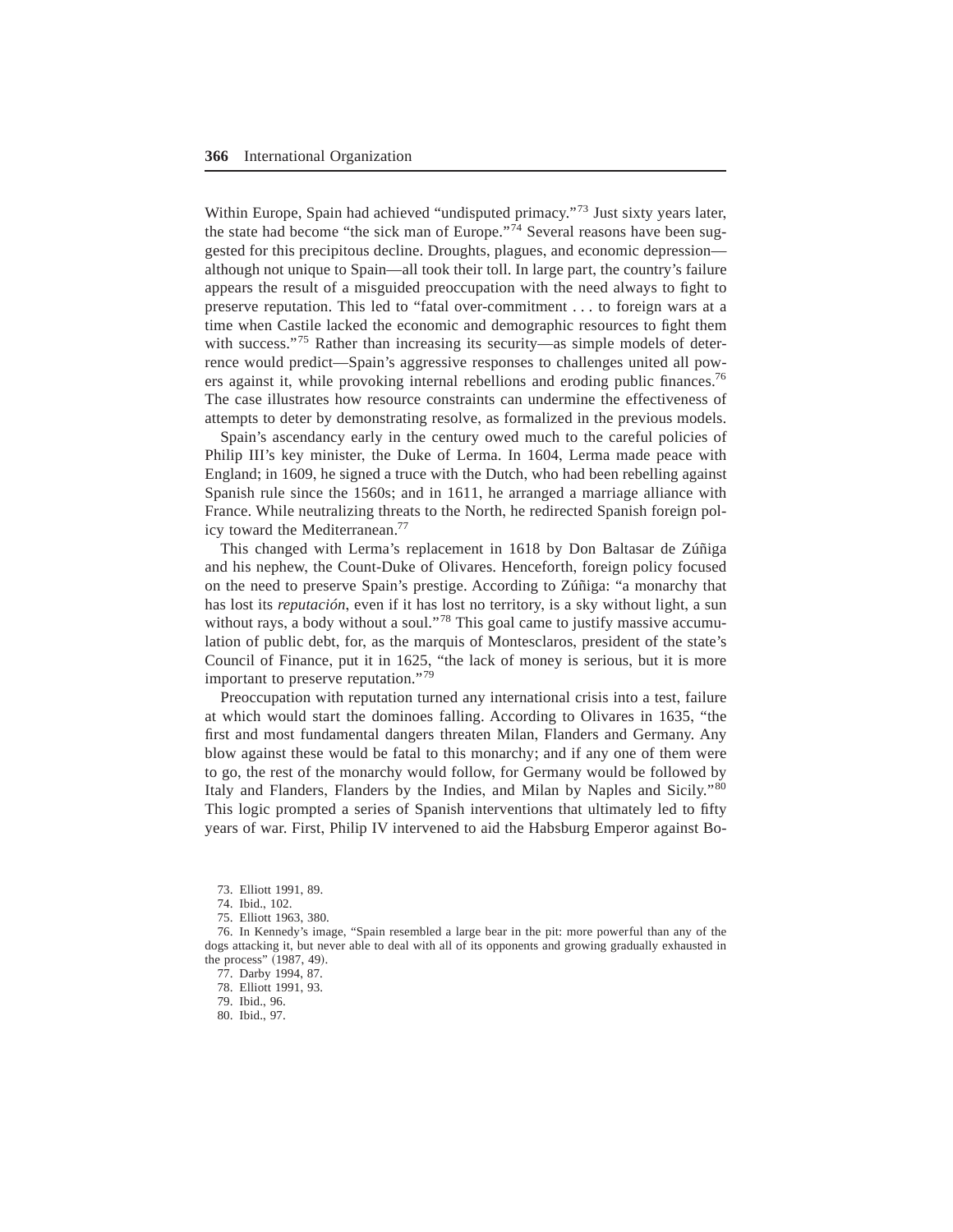Within Europe, Spain had achieved "undisputed primacy."[73] Just sixty years later, the state had become "the sick man of Europe."[74] Several reasons have been suggested for this precipitous decline. Droughts, plagues, and economic depression—although not unique to Spain—all took their toll. In large part, the country's failure appears the result of a misguided preoccupation with the need always to fight to preserve reputation. This led to "fatal over-commitment . . . to foreign wars at a time when Castile lacked the economic and demographic resources to fight them with success."[75] Rather than increasing its security—as simple models of deterrence would predict—Spain's aggressive responses to challenges united all powers against it, while provoking internal rebellions and eroding public finances.[76] The case illustrates how resource constraints can undermine the effectiveness of attempts to deter by demonstrating resolve, as formalized in the previous models.

Spain's ascendancy early in the century owed much to the careful policies of Philip III's key minister, the Duke of Lerma. In 1604, Lerma made peace with England; in 1609, he signed a truce with the Dutch, who had been rebelling against Spanish rule since the 1560s; and in 1611, he arranged a marriage alliance with France. While neutralizing threats to the North, he redirected Spanish foreign policy toward the Mediterranean.[77]

This changed with Lerma's replacement in 1618 by Don Baltasar de Zúñiga and his nephew, the Count-Duke of Olivares. Henceforth, foreign policy focused on the need to preserve Spain's prestige. According to Zúñiga: "a monarchy that has lost its *reputación*, even if it has lost no territory, is a sky without light, a sun without rays, a body without a soul."[78] This goal came to justify massive accumulation of public debt, for, as the marquis of Montesclaros, president of the state's Council of Finance, put it in 1625, "the lack of money is serious, but it is more important to preserve reputation."[79]

Preoccupation with reputation turned any international crisis into a test, failure at which would start the dominoes falling. According to Olivares in 1635, "the first and most fundamental dangers threaten Milan, Flanders and Germany. Any blow against these would be fatal to this monarchy; and if any one of them were to go, the rest of the monarchy would follow, for Germany would be followed by Italy and Flanders, Flanders by the Indies, and Milan by Naples and Sicily."[80] This logic prompted a series of Spanish interventions that ultimately led to fifty years of war. First, Philip IV intervened to aid the Habsburg Emperor against Bo-

73. Elliott 1991, 89.

74. Ibid., 102.

75. Elliott 1963, 380.

76. In Kennedy's image, "Spain resembled a large bear in the pit: more powerful than any of the dogs attacking it, but never able to deal with all of its opponents and growing gradually exhausted in the process" (1987, 49).

77. Darby 1994, 87.

78. Elliott 1991, 93.

79. Ibid., 96.

80. Ibid., 97.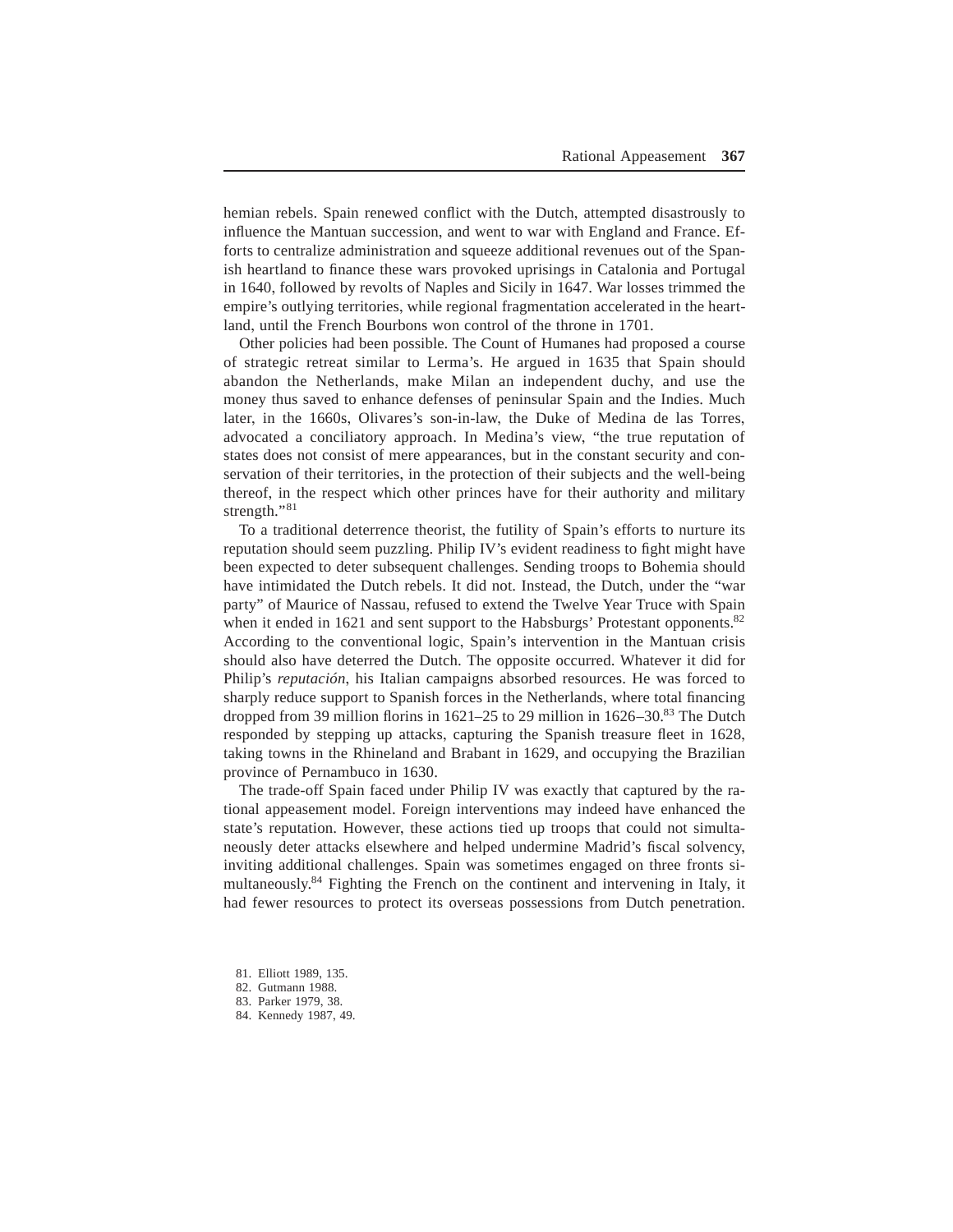hemian rebels. Spain renewed conflict with the Dutch, attempted disastrously to influence the Mantuan succession, and went to war with England and France. Efforts to centralize administration and squeeze additional revenues out of the Spanish heartland to finance these wars provoked uprisings in Catalonia and Portugal in 1640, followed by revolts of Naples and Sicily in 1647. War losses trimmed the empire's outlying territories, while regional fragmentation accelerated in the heartland, until the French Bourbons won control of the throne in 1701.

Other policies had been possible. The Count of Humanes had proposed a course of strategic retreat similar to Lerma's. He argued in 1635 that Spain should abandon the Netherlands, make Milan an independent duchy, and use the money thus saved to enhance defenses of peninsular Spain and the Indies. Much later, in the 1660s, Olivares's son-in-law, the Duke of Medina de las Torres, advocated a conciliatory approach. In Medina's view, "the true reputation of states does not consist of mere appearances, but in the constant security and conservation of their territories, in the protection of their subjects and the well-being thereof, in the respect which other princes have for their authority and military strength."[81]

To a traditional deterrence theorist, the futility of Spain's efforts to nurture its reputation should seem puzzling. Philip IV's evident readiness to fight might have been expected to deter subsequent challenges. Sending troops to Bohemia should have intimidated the Dutch rebels. It did not. Instead, the Dutch, under the "war party" of Maurice of Nassau, refused to extend the Twelve Year Truce with Spain when it ended in 1621 and sent support to the Habsburgs' Protestant opponents.[82] According to the conventional logic, Spain's intervention in the Mantuan crisis should also have deterred the Dutch. The opposite occurred. Whatever it did for Philip's *reputación*, his Italian campaigns absorbed resources. He was forced to sharply reduce support to Spanish forces in the Netherlands, where total financing dropped from 39 million florins in 1621–25 to 29 million in 1626–30.[83] The Dutch responded by stepping up attacks, capturing the Spanish treasure fleet in 1628, taking towns in the Rhineland and Brabant in 1629, and occupying the Brazilian province of Pernambuco in 1630.

The trade-off Spain faced under Philip IV was exactly that captured by the rational appeasement model. Foreign interventions may indeed have enhanced the state's reputation. However, these actions tied up troops that could not simultaneously deter attacks elsewhere and helped undermine Madrid's fiscal solvency, inviting additional challenges. Spain was sometimes engaged on three fronts simultaneously.[84] Fighting the French on the continent and intervening in Italy, it had fewer resources to protect its overseas possessions from Dutch penetration.

81. Elliott 1989, 135.
82. Gutmann 1988.
83. Parker 1979, 38.
84. Kennedy 1987, 49.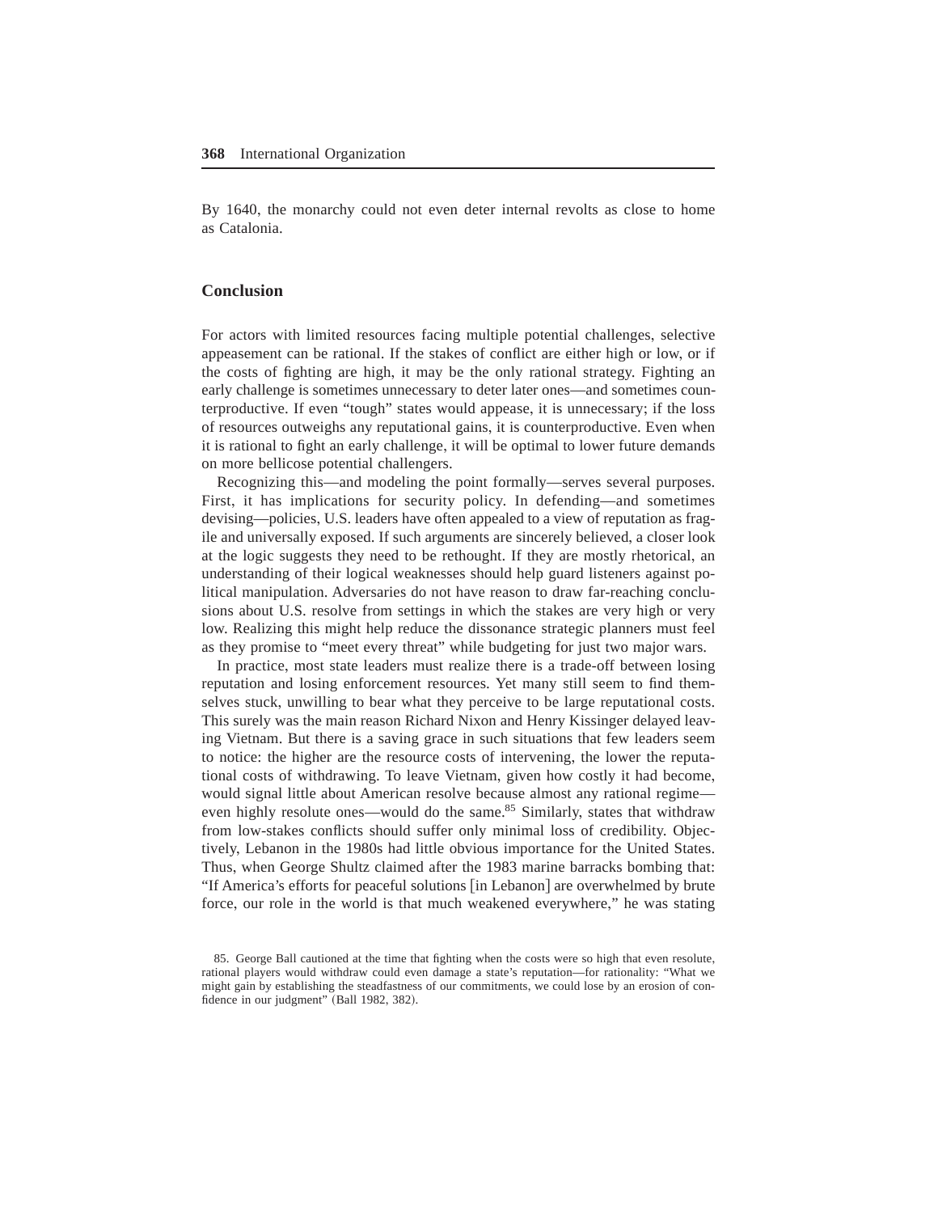By 1640, the monarchy could not even deter internal revolts as close to home as Catalonia.

## Conclusion

For actors with limited resources facing multiple potential challenges, selective appeasement can be rational. If the stakes of conflict are either high or low, or if the costs of fighting are high, it may be the only rational strategy. Fighting an early challenge is sometimes unnecessary to deter later ones—and sometimes counterproductive. If even "tough" states would appease, it is unnecessary; if the loss of resources outweighs any reputational gains, it is counterproductive. Even when it is rational to fight an early challenge, it will be optimal to lower future demands on more bellicose potential challengers.

Recognizing this—and modeling the point formally—serves several purposes. First, it has implications for security policy. In defending—and sometimes devising—policies, U.S. leaders have often appealed to a view of reputation as fragile and universally exposed. If such arguments are sincerely believed, a closer look at the logic suggests they need to be rethought. If they are mostly rhetorical, an understanding of their logical weaknesses should help guard listeners against political manipulation. Adversaries do not have reason to draw far-reaching conclusions about U.S. resolve from settings in which the stakes are very high or very low. Realizing this might help reduce the dissonance strategic planners must feel as they promise to "meet every threat" while budgeting for just two major wars.

In practice, most state leaders must realize there is a trade-off between losing reputation and losing enforcement resources. Yet many still seem to find themselves stuck, unwilling to bear what they perceive to be large reputational costs. This surely was the main reason Richard Nixon and Henry Kissinger delayed leaving Vietnam. But there is a saving grace in such situations that few leaders seem to notice: the higher are the resource costs of intervening, the lower the reputational costs of withdrawing. To leave Vietnam, given how costly it had become, would signal little about American resolve because almost any rational regime—even highly resolute ones—would do the same.[85] Similarly, states that withdraw from low-stakes conflicts should suffer only minimal loss of credibility. Objectively, Lebanon in the 1980s had little obvious importance for the United States. Thus, when George Shultz claimed after the 1983 marine barracks bombing that: "If America's efforts for peaceful solutions [in Lebanon] are overwhelmed by brute force, our role in the world is that much weakened everywhere," he was stating

85. George Ball cautioned at the time that fighting when the costs were so high that even resolute, rational players would withdraw could even damage a state's reputation—for rationality: "What we might gain by establishing the steadfastness of our commitments, we could lose by an erosion of confidence in our judgment" (Ball 1982, 382).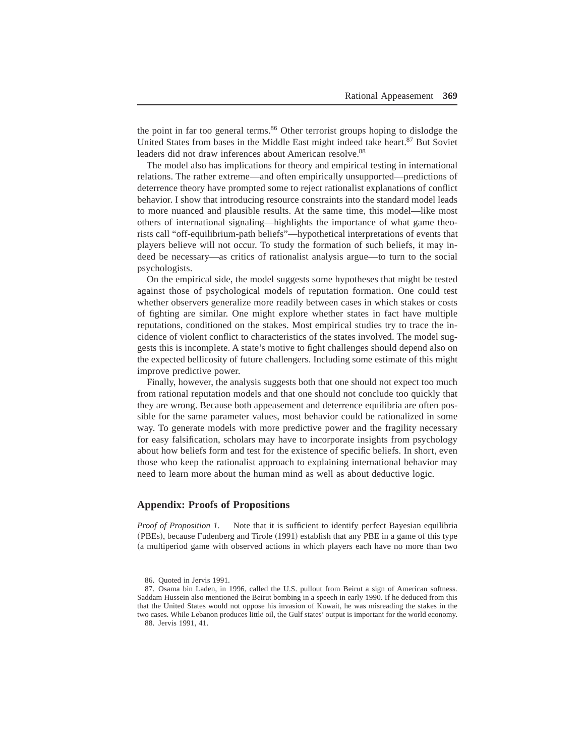the point in far too general terms.[86] Other terrorist groups hoping to dislodge the United States from bases in the Middle East might indeed take heart.[87] But Soviet leaders did not draw inferences about American resolve.[88]

The model also has implications for theory and empirical testing in international relations. The rather extreme—and often empirically unsupported—predictions of deterrence theory have prompted some to reject rationalist explanations of conflict behavior. I show that introducing resource constraints into the standard model leads to more nuanced and plausible results. At the same time, this model—like most others of international signaling—highlights the importance of what game theorists call "off-equilibrium-path beliefs"—hypothetical interpretations of events that players believe will not occur. To study the formation of such beliefs, it may indeed be necessary—as critics of rationalist analysis argue—to turn to the social psychologists.

On the empirical side, the model suggests some hypotheses that might be tested against those of psychological models of reputation formation. One could test whether observers generalize more readily between cases in which stakes or costs of fighting are similar. One might explore whether states in fact have multiple reputations, conditioned on the stakes. Most empirical studies try to trace the incidence of violent conflict to characteristics of the states involved. The model suggests this is incomplete. A state's motive to fight challenges should depend also on the expected bellicosity of future challengers. Including some estimate of this might improve predictive power.

Finally, however, the analysis suggests both that one should not expect too much from rational reputation models and that one should not conclude too quickly that they are wrong. Because both appeasement and deterrence equilibria are often possible for the same parameter values, most behavior could be rationalized in some way. To generate models with more predictive power and the fragility necessary for easy falsification, scholars may have to incorporate insights from psychology about how beliefs form and test for the existence of specific beliefs. In short, even those who keep the rationalist approach to explaining international behavior may need to learn more about the human mind as well as about deductive logic.

## Appendix: Proofs of Propositions

*Proof of Proposition 1.* Note that it is sufficient to identify perfect Bayesian equilibria (PBEs), because Fudenberg and Tirole (1991) establish that any PBE in a game of this type (a multiperiod game with observed actions in which players each have no more than two

86. Quoted in Jervis 1991.

87. Osama bin Laden, in 1996, called the U.S. pullout from Beirut a sign of American softness. Saddam Hussein also mentioned the Beirut bombing in a speech in early 1990. If he deduced from this that the United States would not oppose his invasion of Kuwait, he was misreading the stakes in the two cases. While Lebanon produces little oil, the Gulf states' output is important for the world economy.

88. Jervis 1991, 41.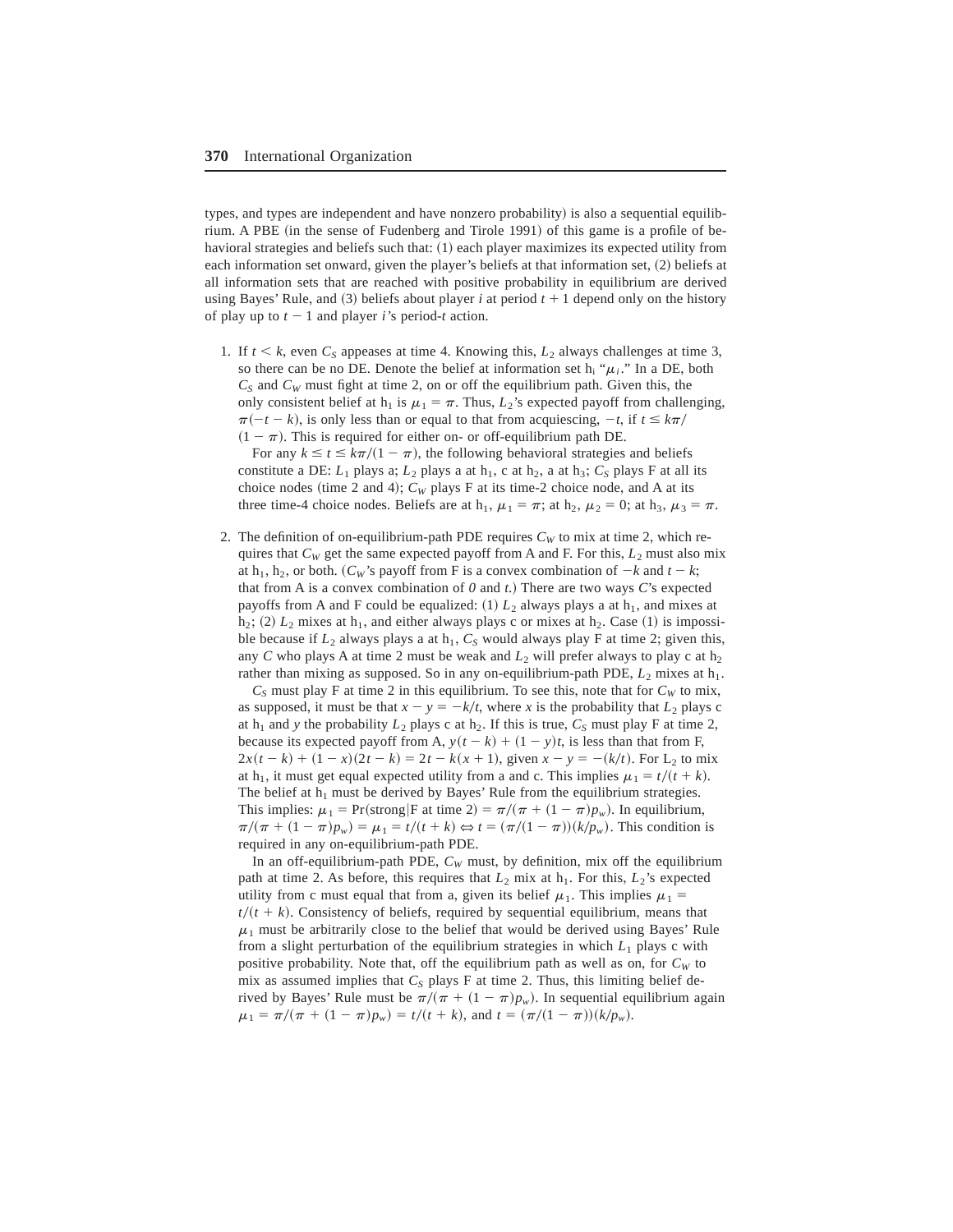types, and types are independent and have nonzero probability) is also a sequential equilibrium. A PBE (in the sense of Fudenberg and Tirole 1991) of this game is a profile of behavioral strategies and beliefs such that: (1) each player maximizes its expected utility from each information set onward, given the player's beliefs at that information set, (2) beliefs at all information sets that are reached with positive probability in equilibrium are derived using Bayes' Rule, and (3) beliefs about player $i$ at period $t+1$ depend only on the history of play up to $t-1$ and player $i$'s period-$t$ action.

1. If $t < k$, even $C_S$ appeases at time 4. Knowing this, $L_2$ always challenges at time 3, so there can be no DE. Denote the belief at information set $h_i$ "$\mu_i$." In a DE, both $C_S$ and $C_W$ must fight at time 2, on or off the equilibrium path. Given this, the only consistent belief at $h_1$ is $\mu_1 = \pi$. Thus, $L_2$'s expected payoff from challenging, $\pi(-t-k)$, is only less than or equal to that from acquiescing, $-t$, if $t \leq k\pi/(1-\pi)$. This is required for either on- or off-equilibrium path DE.

   For any $k \leq t \leq k\pi/(1-\pi)$, the following behavioral strategies and beliefs constitute a DE: $L_1$ plays a; $L_2$ plays a at $h_1$, c at $h_2$, a at $h_3$; $C_S$ plays F at all its choice nodes (time 2 and 4); $C_W$ plays F at its time-2 choice node, and A at its three time-4 choice nodes. Beliefs are at $h_1$, $\mu_1 = \pi$; at $h_2$, $\mu_2 = 0$; at $h_3$, $\mu_3 = \pi$.

2. The definition of on-equilibrium-path PDE requires $C_W$ to mix at time 2, which requires that $C_W$ get the same expected payoff from A and F. For this, $L_2$ must also mix at $h_1$, $h_2$, or both. ($C_W$'s payoff from F is a convex combination of $-k$ and $t-k$; that from A is a convex combination of *0* and $t$.) There are two ways $C$'s expected payoffs from A and F could be equalized: (1) $L_2$ always plays a at $h_1$, and mixes at $h_2$; (2) $L_2$ mixes at $h_1$, and either always plays c or mixes at $h_2$. Case (1) is impossible because if $L_2$ always plays a at $h_1$, $C_S$ would always play F at time 2; given this, any $C$ who plays A at time 2 must be weak and $L_2$ will prefer always to play c at $h_2$ rather than mixing as supposed. So in any on-equilibrium-path PDE, $L_2$ mixes at $h_1$.

   $C_S$ must play F at time 2 in this equilibrium. To see this, note that for $C_W$ to mix, as supposed, it must be that $x - y = -k/t$, where $x$ is the probability that $L_2$ plays c at $h_1$ and $y$ the probability $L_2$ plays c at $h_2$. If this is true, $C_S$ must play F at time 2, because its expected payoff from A, $y(t-k) + (1-y)t$, is less than that from F, $2x(t-k) + (1-x)(2t-k) = 2t - k(x+1)$, given $x - y = -(k/t)$. For $L_2$ to mix at $h_1$, it must get equal expected utility from a and c. This implies $\mu_1 = t/(t+k)$. The belief at $h_1$ must be derived by Bayes' Rule from the equilibrium strategies. This implies: $\mu_1 = \Pr(\text{strong}|\text{F at time 2}) = \pi/(\pi + (1-\pi)p_w)$. In equilibrium, $\pi/(\pi + (1-\pi)p_w) = \mu_1 = t/(t+k) \Leftrightarrow t = (\pi/(1-\pi))(k/p_w)$. This condition is required in any on-equilibrium-path PDE.

   In an off-equilibrium-path PDE, $C_W$ must, by definition, mix off the equilibrium path at time 2. As before, this requires that $L_2$ mix at $h_1$. For this, $L_2$'s expected utility from c must equal that from a, given its belief $\mu_1$. This implies $\mu_1 = t/(t+k)$. Consistency of beliefs, required by sequential equilibrium, means that $\mu_1$ must be arbitrarily close to the belief that would be derived using Bayes' Rule from a slight perturbation of the equilibrium strategies in which $L_1$ plays c with positive probability. Note that, off the equilibrium path as well as on, for $C_W$ to mix as assumed implies that $C_S$ plays F at time 2. Thus, this limiting belief derived by Bayes' Rule must be $\pi/(\pi + (1-\pi)p_w)$. In sequential equilibrium again $\mu_1 = \pi/(\pi + (1-\pi)p_w) = t/(t+k)$, and $t = (\pi/(1-\pi))(k/p_w)$.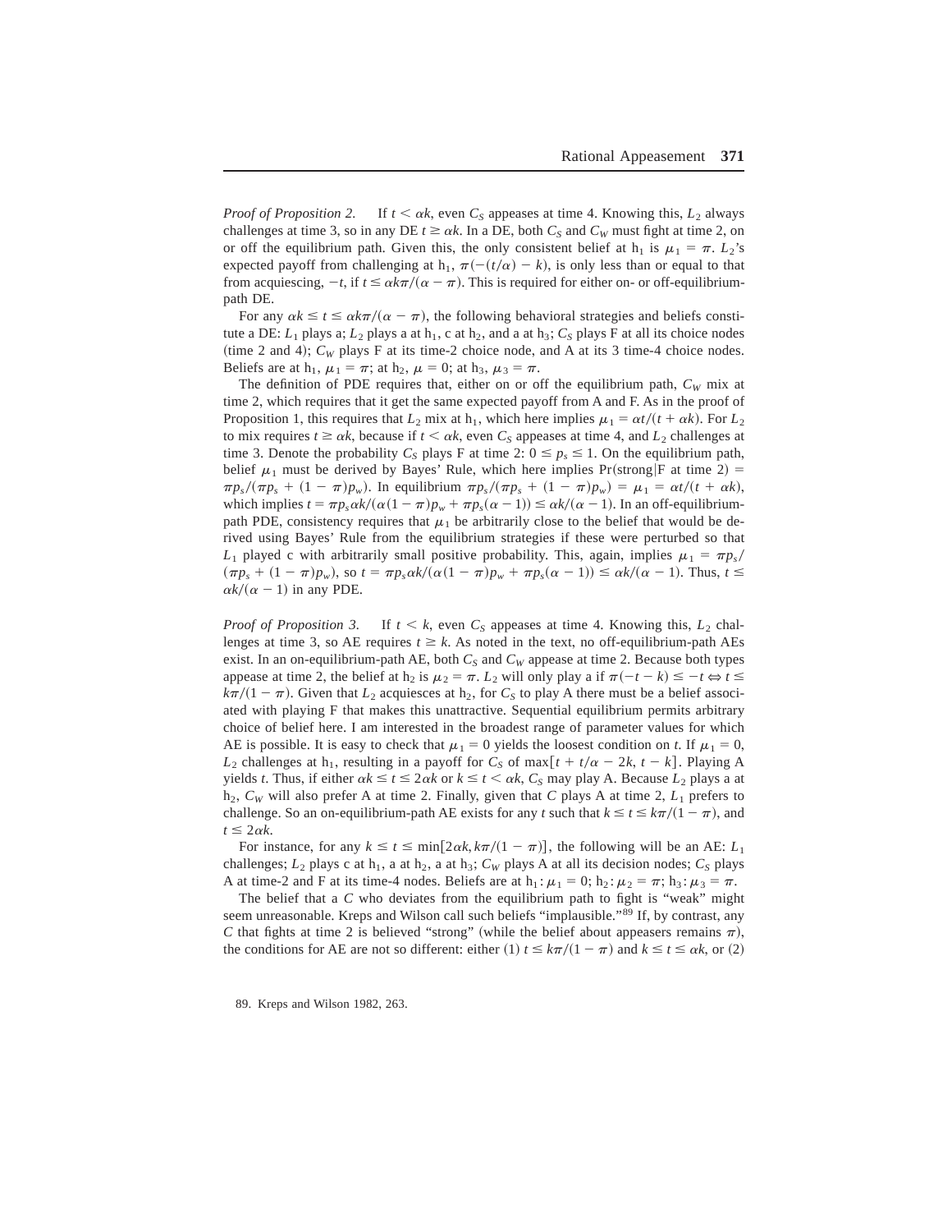*Proof of Proposition 2.* If $t < \alpha k$, even $C_S$ appeases at time 4. Knowing this, $L_2$ always challenges at time 3, so in any DE $t \geq \alpha k$. In a DE, both $C_S$ and $C_W$ must fight at time 2, on or off the equilibrium path. Given this, the only consistent belief at $h_1$ is $\mu_1 = \pi$. $L_2$'s expected payoff from challenging at $h_1$, $\pi(-(t/\alpha) - k)$, is only less than or equal to that from acquiescing, $-t$, if $t \leq \alpha k\pi/(\alpha - \pi)$. This is required for either on- or off-equilibrium-path DE.

For any $\alpha k \leq t \leq \alpha k\pi/(\alpha - \pi)$, the following behavioral strategies and beliefs constitute a DE: $L_1$ plays a; $L_2$ plays a at $h_1$, c at $h_2$, and a at $h_3$; $C_S$ plays F at all its choice nodes (time 2 and 4); $C_W$ plays F at its time-2 choice node, and A at its 3 time-4 choice nodes. Beliefs are at $h_1$, $\mu_1 = \pi$; at $h_2$, $\mu = 0$; at $h_3$, $\mu_3 = \pi$.

The definition of PDE requires that, either on or off the equilibrium path, $C_W$ mix at time 2, which requires that it get the same expected payoff from A and F. As in the proof of Proposition 1, this requires that $L_2$ mix at $h_1$, which here implies $\mu_1 = \alpha t/(t + \alpha k)$. For $L_2$ to mix requires $t \geq \alpha k$, because if $t < \alpha k$, even $C_S$ appeases at time 4, and $L_2$ challenges at time 3. Denote the probability $C_S$ plays F at time 2: $0 \leq p_s \leq 1$. On the equilibrium path, belief $\mu_1$ must be derived by Bayes' Rule, which here implies $\Pr(\text{strong}|\text{F at time 2}) = \pi p_s/(\pi p_s + (1 - \pi)p_w)$. In equilibrium $\pi p_s/(\pi p_s + (1 - \pi)p_w) = \mu_1 = \alpha t/(t + \alpha k)$, which implies $t = \pi p_s \alpha k/(\alpha(1 - \pi)p_w + \pi p_s(\alpha - 1)) \leq \alpha k/(\alpha - 1)$. In an off-equilibrium-path PDE, consistency requires that $\mu_1$ be arbitrarily close to the belief that would be derived using Bayes' Rule from the equilibrium strategies if these were perturbed so that $L_1$ played c with arbitrarily small positive probability. This, again, implies $\mu_1 = \pi p_s/(\pi p_s + (1 - \pi)p_w)$, so $t = \pi p_s \alpha k/(\alpha(1 - \pi)p_w + \pi p_s(\alpha - 1)) \leq \alpha k/(\alpha - 1)$. Thus, $t \leq \alpha k/(\alpha - 1)$ in any PDE.

*Proof of Proposition 3.* If $t < k$, even $C_S$ appeases at time 4. Knowing this, $L_2$ challenges at time 3, so AE requires $t \geq k$. As noted in the text, no off-equilibrium-path AEs exist. In an on-equilibrium-path AE, both $C_S$ and $C_W$ appease at time 2. Because both types appease at time 2, the belief at $h_2$ is $\mu_2 = \pi$. $L_2$ will only play a if $\pi(-t - k) \leq -t \Leftrightarrow t \leq k\pi/(1 - \pi)$. Given that $L_2$ acquiesces at $h_2$, for $C_S$ to play A there must be a belief associated with playing F that makes this unattractive. Sequential equilibrium permits arbitrary choice of belief here. I am interested in the broadest range of parameter values for which AE is possible. It is easy to check that $\mu_1 = 0$ yields the loosest condition on $t$. If $\mu_1 = 0$, $L_2$ challenges at $h_1$, resulting in a payoff for $C_S$ of $\max[t + t/\alpha - 2k, t - k]$. Playing A yields $t$. Thus, if either $\alpha k \leq t \leq 2\alpha k$ or $k \leq t < \alpha k$, $C_S$ may play A. Because $L_2$ plays a at $h_2$, $C_W$ will also prefer A at time 2. Finally, given that $C$ plays A at time 2, $L_1$ prefers to challenge. So an on-equilibrium-path AE exists for any $t$ such that $k \leq t \leq k\pi/(1 - \pi)$, and $t \leq 2\alpha k$.

For instance, for any $k \leq t \leq \min[2\alpha k, k\pi/(1 - \pi)]$, the following will be an AE: $L_1$ challenges; $L_2$ plays c at $h_1$, a at $h_2$, a at $h_3$; $C_W$ plays A at all its decision nodes; $C_S$ plays A at time-2 and F at its time-4 nodes. Beliefs are at $h_1: \mu_1 = 0$; $h_2: \mu_2 = \pi$; $h_3: \mu_3 = \pi$.

The belief that a $C$ who deviates from the equilibrium path to fight is "weak" might seem unreasonable. Kreps and Wilson call such beliefs "implausible."[89] If, by contrast, any $C$ that fights at time 2 is believed "strong" (while the belief about appeasers remains $\pi$), the conditions for AE are not so different: either (1) $t \leq k\pi/(1 - \pi)$ and $k \leq t \leq \alpha k$, or (2)

89. Kreps and Wilson 1982, 263.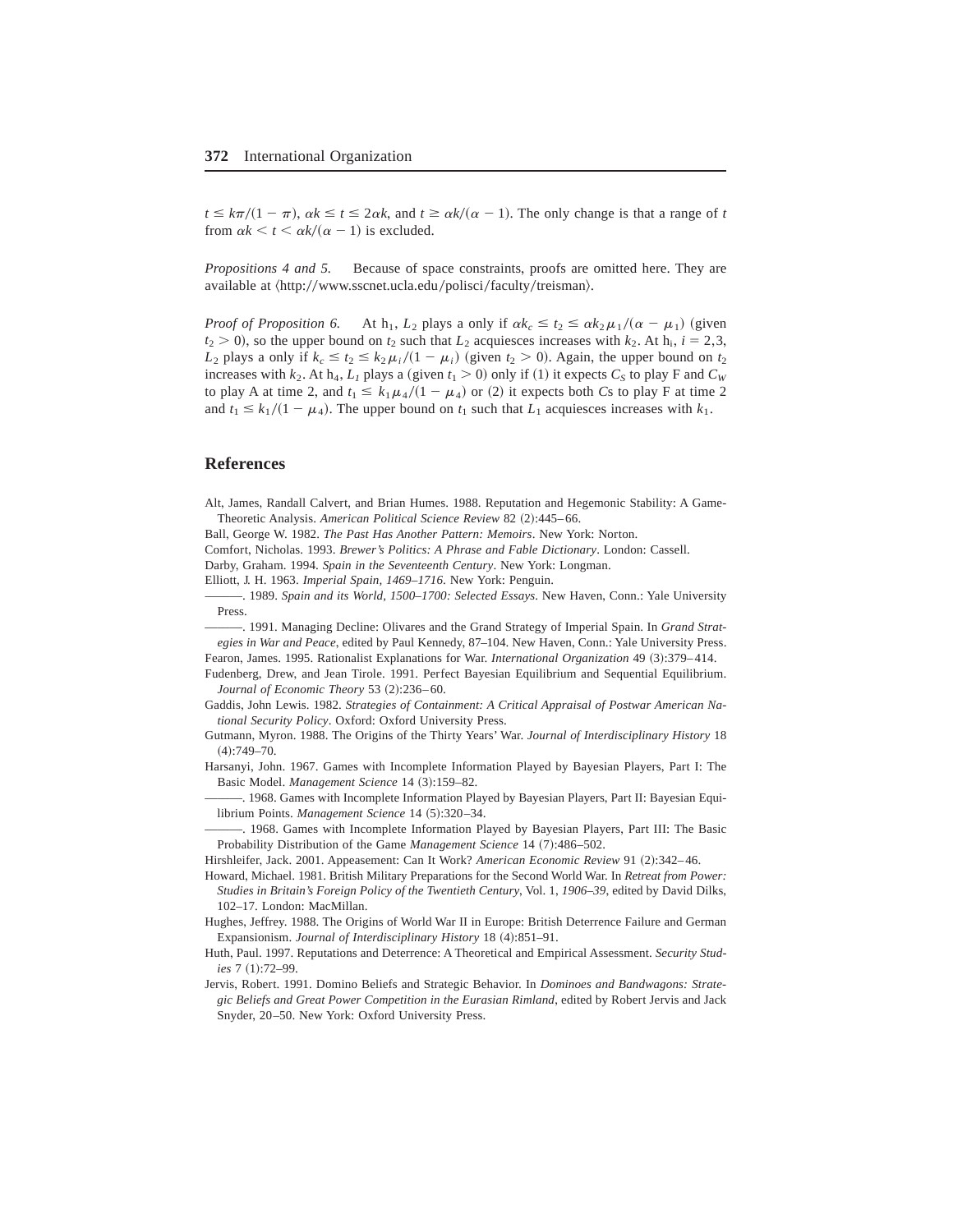$t \leq k\pi/(1 - \pi)$, $\alpha k \leq t \leq 2\alpha k$, and $t \geq \alpha k/(\alpha - 1)$. The only change is that a range of $t$ from $\alpha k < t < \alpha k/(\alpha - 1)$ is excluded.

*Propositions 4 and 5.* Because of space constraints, proofs are omitted here. They are available at ⟨http://www.sscnet.ucla.edu/polisci/faculty/treisman⟩.

*Proof of Proposition 6.* At $h_1$, $L_2$ plays a only if $\alpha k_c \leq t_2 \leq \alpha k_2 \mu_1/(\alpha - \mu_1)$ (given $t_2 > 0$), so the upper bound on $t_2$ such that $L_2$ acquiesces increases with $k_2$. At $h_i$, $i = 2,3$, $L_2$ plays a only if $k_c \leq t_2 \leq k_2 \mu_i/(1 - \mu_i)$ (given $t_2 > 0$). Again, the upper bound on $t_2$ increases with $k_2$. At $h_4$, $L_1$ plays a (given $t_1 > 0$) only if (1) it expects $C_S$ to play F and $C_W$ to play A at time 2, and $t_1 \leq k_1 \mu_4/(1 - \mu_4)$ or (2) it expects both *C*s to play F at time 2 and $t_1 \leq k_1/(1 - \mu_4)$. The upper bound on $t_1$ such that $L_1$ acquiesces increases with $k_1$.

## References

Alt, James, Randall Calvert, and Brian Humes. 1988. Reputation and Hegemonic Stability: A Game-Theoretic Analysis. *American Political Science Review* 82 (2):445–66.

Ball, George W. 1982. *The Past Has Another Pattern: Memoirs*. New York: Norton.

Comfort, Nicholas. 1993. *Brewer's Politics: A Phrase and Fable Dictionary*. London: Cassell.

Darby, Graham. 1994. *Spain in the Seventeenth Century*. New York: Longman.

Elliott, J. H. 1963. *Imperial Spain, 1469–1716*. New York: Penguin.

———. 1989. *Spain and its World, 1500–1700: Selected Essays*. New Haven, Conn.: Yale University Press.

———. 1991. Managing Decline: Olivares and the Grand Strategy of Imperial Spain. In *Grand Strategies in War and Peace*, edited by Paul Kennedy, 87–104. New Haven, Conn.: Yale University Press.

Fearon, James. 1995. Rationalist Explanations for War. *International Organization* 49 (3):379–414.

Fudenberg, Drew, and Jean Tirole. 1991. Perfect Bayesian Equilibrium and Sequential Equilibrium. *Journal of Economic Theory* 53 (2):236–60.

Gaddis, John Lewis. 1982. *Strategies of Containment: A Critical Appraisal of Postwar American National Security Policy*. Oxford: Oxford University Press.

Gutmann, Myron. 1988. The Origins of the Thirty Years' War. *Journal of Interdisciplinary History* 18 (4):749–70.

Harsanyi, John. 1967. Games with Incomplete Information Played by Bayesian Players, Part I: The Basic Model. *Management Science* 14 (3):159–82.

———. 1968. Games with Incomplete Information Played by Bayesian Players, Part II: Bayesian Equilibrium Points. *Management Science* 14 (5):320–34.

———. 1968. Games with Incomplete Information Played by Bayesian Players, Part III: The Basic Probability Distribution of the Game *Management Science* 14 (7):486–502.

Hirshleifer, Jack. 2001. Appeasement: Can It Work? *American Economic Review* 91 (2):342–46.

Howard, Michael. 1981. British Military Preparations for the Second World War. In *Retreat from Power: Studies in Britain's Foreign Policy of the Twentieth Century*, Vol. 1, *1906–39*, edited by David Dilks, 102–17. London: MacMillan.

Hughes, Jeffrey. 1988. The Origins of World War II in Europe: British Deterrence Failure and German Expansionism. *Journal of Interdisciplinary History* 18 (4):851–91.

Huth, Paul. 1997. Reputations and Deterrence: A Theoretical and Empirical Assessment. *Security Studies* 7 (1):72–99.

Jervis, Robert. 1991. Domino Beliefs and Strategic Behavior. In *Dominoes and Bandwagons: Strategic Beliefs and Great Power Competition in the Eurasian Rimland*, edited by Robert Jervis and Jack Snyder, 20–50. New York: Oxford University Press.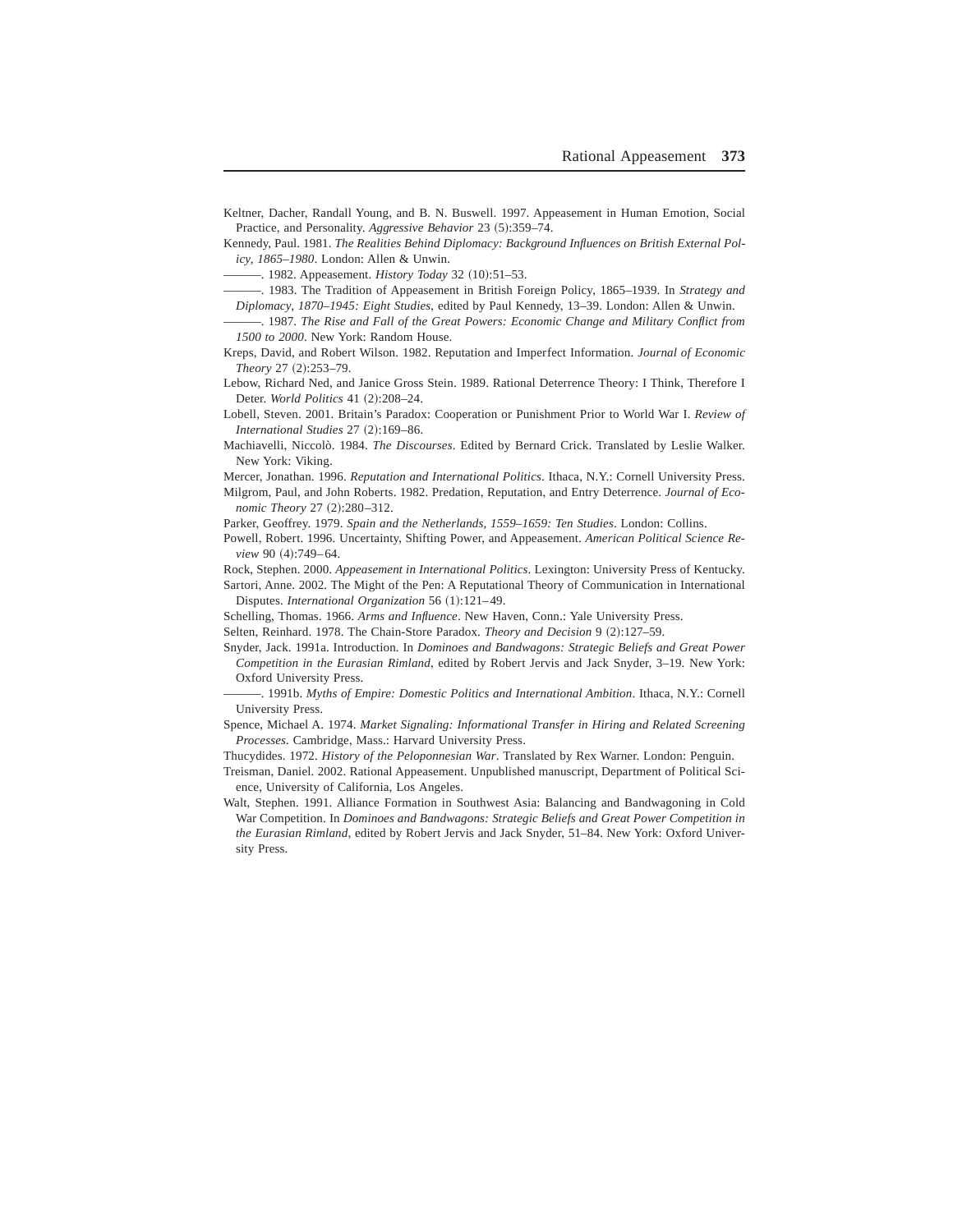Keltner, Dacher, Randall Young, and B. N. Buswell. 1997. Appeasement in Human Emotion, Social Practice, and Personality. *Aggressive Behavior* 23 (5):359–74.

Kennedy, Paul. 1981. *The Realities Behind Diplomacy: Background Influences on British External Policy, 1865–1980*. London: Allen & Unwin.

———. 1982. Appeasement. *History Today* 32 (10):51–53.

———. 1983. The Tradition of Appeasement in British Foreign Policy, 1865–1939. In *Strategy and Diplomacy, 1870–1945: Eight Studies*, edited by Paul Kennedy, 13–39. London: Allen & Unwin.

———. 1987. *The Rise and Fall of the Great Powers: Economic Change and Military Conflict from 1500 to 2000*. New York: Random House.

Kreps, David, and Robert Wilson. 1982. Reputation and Imperfect Information. *Journal of Economic Theory* 27 (2):253–79.

Lebow, Richard Ned, and Janice Gross Stein. 1989. Rational Deterrence Theory: I Think, Therefore I Deter. *World Politics* 41 (2):208–24.

Lobell, Steven. 2001. Britain's Paradox: Cooperation or Punishment Prior to World War I. *Review of International Studies* 27 (2):169–86.

Machiavelli, Niccolò. 1984. *The Discourses*. Edited by Bernard Crick. Translated by Leslie Walker. New York: Viking.

Mercer, Jonathan. 1996. *Reputation and International Politics*. Ithaca, N.Y.: Cornell University Press.

Milgrom, Paul, and John Roberts. 1982. Predation, Reputation, and Entry Deterrence. *Journal of Economic Theory* 27 (2):280–312.

Parker, Geoffrey. 1979. *Spain and the Netherlands, 1559–1659: Ten Studies*. London: Collins.

Powell, Robert. 1996. Uncertainty, Shifting Power, and Appeasement. *American Political Science Review* 90 (4):749–64.

Rock, Stephen. 2000. *Appeasement in International Politics*. Lexington: University Press of Kentucky.

Sartori, Anne. 2002. The Might of the Pen: A Reputational Theory of Communication in International Disputes. *International Organization* 56 (1):121–49.

Schelling, Thomas. 1966. *Arms and Influence*. New Haven, Conn.: Yale University Press.

Selten, Reinhard. 1978. The Chain-Store Paradox. *Theory and Decision* 9 (2):127–59.

Snyder, Jack. 1991a. Introduction. In *Dominoes and Bandwagons: Strategic Beliefs and Great Power Competition in the Eurasian Rimland*, edited by Robert Jervis and Jack Snyder, 3–19. New York: Oxford University Press.

———. 1991b. *Myths of Empire: Domestic Politics and International Ambition*. Ithaca, N.Y.: Cornell University Press.

Spence, Michael A. 1974. *Market Signaling: Informational Transfer in Hiring and Related Screening Processes*. Cambridge, Mass.: Harvard University Press.

Thucydides. 1972. *History of the Peloponnesian War*. Translated by Rex Warner. London: Penguin.

Treisman, Daniel. 2002. Rational Appeasement. Unpublished manuscript, Department of Political Science, University of California, Los Angeles.

Walt, Stephen. 1991. Alliance Formation in Southwest Asia: Balancing and Bandwagoning in Cold War Competition. In *Dominoes and Bandwagons: Strategic Beliefs and Great Power Competition in the Eurasian Rimland*, edited by Robert Jervis and Jack Snyder, 51–84. New York: Oxford University Press.